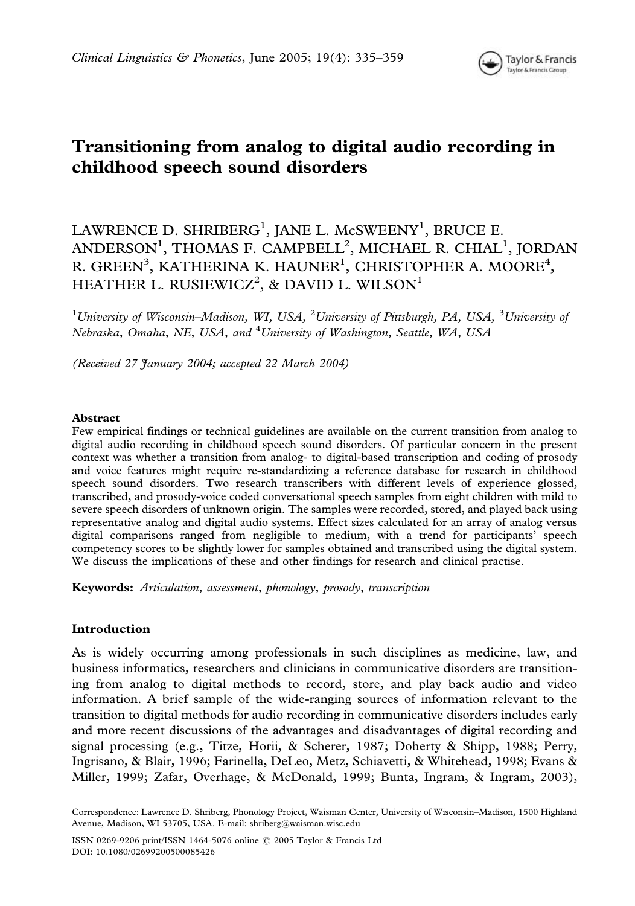# Transitioning from analog to digital audio recording in childhood speech sound disorders

LAWRENCE D. SHRIBERG[1], JANE L. McSWEENY[1], BRUCE E. ANDERSON[1], THOMAS F. CAMPBELL[2], MICHAEL R. CHIAL[1], JORDAN R. GREEN[3], KATHERINA K. HAUNER[1], CHRISTOPHER A. MOORE[4], HEATHER L. RUSIEWICZ[2], & DAVID L. WILSON[1]

[1]*University of Wisconsin–Madison, WI, USA,* [2]*University of Pittsburgh, PA, USA,* [3]*University of Nebraska, Omaha, NE, USA, and* [4]*University of Washington, Seattle, WA, USA*

*(Received 27 January 2004; accepted 22 March 2004)*

### Abstract

Few empirical findings or technical guidelines are available on the current transition from analog to digital audio recording in childhood speech sound disorders. Of particular concern in the present context was whether a transition from analog- to digital-based transcription and coding of prosody and voice features might require re-standardizing a reference database for research in childhood speech sound disorders. Two research transcribers with different levels of experience glossed, transcribed, and prosody-voice coded conversational speech samples from eight children with mild to severe speech disorders of unknown origin. The samples were recorded, stored, and played back using representative analog and digital audio systems. Effect sizes calculated for an array of analog versus digital comparisons ranged from negligible to medium, with a trend for participants' speech competency scores to be slightly lower for samples obtained and transcribed using the digital system. We discuss the implications of these and other findings for research and clinical practise.

**Keywords:** *Articulation, assessment, phonology, prosody, transcription*

## Introduction

As is widely occurring among professionals in such disciplines as medicine, law, and business informatics, researchers and clinicians in communicative disorders are transitioning from analog to digital methods to record, store, and play back audio and video information. A brief sample of the wide-ranging sources of information relevant to the transition to digital methods for audio recording in communicative disorders includes early and more recent discussions of the advantages and disadvantages of digital recording and signal processing (e.g., Titze, Horii, & Scherer, 1987; Doherty & Shipp, 1988; Perry, Ingrisano, & Blair, 1996; Farinella, DeLeo, Metz, Schiavetti, & Whitehead, 1998; Evans & Miller, 1999; Zafar, Overhage, & McDonald, 1999; Bunta, Ingram, & Ingram, 2003),

Correspondence: Lawrence D. Shriberg, Phonology Project, Waisman Center, University of Wisconsin–Madison, 1500 Highland Avenue, Madison, WI 53705, USA. E-mail: shriberg@waisman.wisc.edu

ISSN 0269-9206 print/ISSN 1464-5076 online © 2005 Taylor & Francis Ltd
DOI: 10.1080/02699200500085426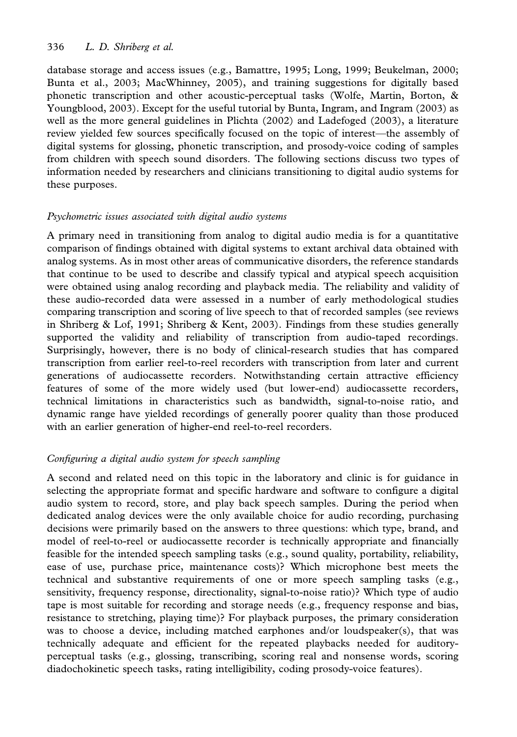database storage and access issues (e.g., Bamattre, 1995; Long, 1999; Beukelman, 2000; Bunta et al., 2003; MacWhinney, 2005), and training suggestions for digitally based phonetic transcription and other acoustic-perceptual tasks (Wolfe, Martin, Borton, & Youngblood, 2003). Except for the useful tutorial by Bunta, Ingram, and Ingram (2003) as well as the more general guidelines in Plichta (2002) and Ladefoged (2003), a literature review yielded few sources specifically focused on the topic of interest—the assembly of digital systems for glossing, phonetic transcription, and prosody-voice coding of samples from children with speech sound disorders. The following sections discuss two types of information needed by researchers and clinicians transitioning to digital audio systems for these purposes.

*Psychometric issues associated with digital audio systems*

A primary need in transitioning from analog to digital audio media is for a quantitative comparison of findings obtained with digital systems to extant archival data obtained with analog systems. As in most other areas of communicative disorders, the reference standards that continue to be used to describe and classify typical and atypical speech acquisition were obtained using analog recording and playback media. The reliability and validity of these audio-recorded data were assessed in a number of early methodological studies comparing transcription and scoring of live speech to that of recorded samples (see reviews in Shriberg & Lof, 1991; Shriberg & Kent, 2003). Findings from these studies generally supported the validity and reliability of transcription from audio-taped recordings. Surprisingly, however, there is no body of clinical-research studies that has compared transcription from earlier reel-to-reel recorders with transcription from later and current generations of audiocassette recorders. Notwithstanding certain attractive efficiency features of some of the more widely used (but lower-end) audiocassette recorders, technical limitations in characteristics such as bandwidth, signal-to-noise ratio, and dynamic range have yielded recordings of generally poorer quality than those produced with an earlier generation of higher-end reel-to-reel recorders.

*Configuring a digital audio system for speech sampling*

A second and related need on this topic in the laboratory and clinic is for guidance in selecting the appropriate format and specific hardware and software to configure a digital audio system to record, store, and play back speech samples. During the period when dedicated analog devices were the only available choice for audio recording, purchasing decisions were primarily based on the answers to three questions: which type, brand, and model of reel-to-reel or audiocassette recorder is technically appropriate and financially feasible for the intended speech sampling tasks (e.g., sound quality, portability, reliability, ease of use, purchase price, maintenance costs)? Which microphone best meets the technical and substantive requirements of one or more speech sampling tasks (e.g., sensitivity, frequency response, directionality, signal-to-noise ratio)? Which type of audio tape is most suitable for recording and storage needs (e.g., frequency response and bias, resistance to stretching, playing time)? For playback purposes, the primary consideration was to choose a device, including matched earphones and/or loudspeaker(s), that was technically adequate and efficient for the repeated playbacks needed for auditory-perceptual tasks (e.g., glossing, transcribing, scoring real and nonsense words, scoring diadochokinetic speech tasks, rating intelligibility, coding prosody-voice features).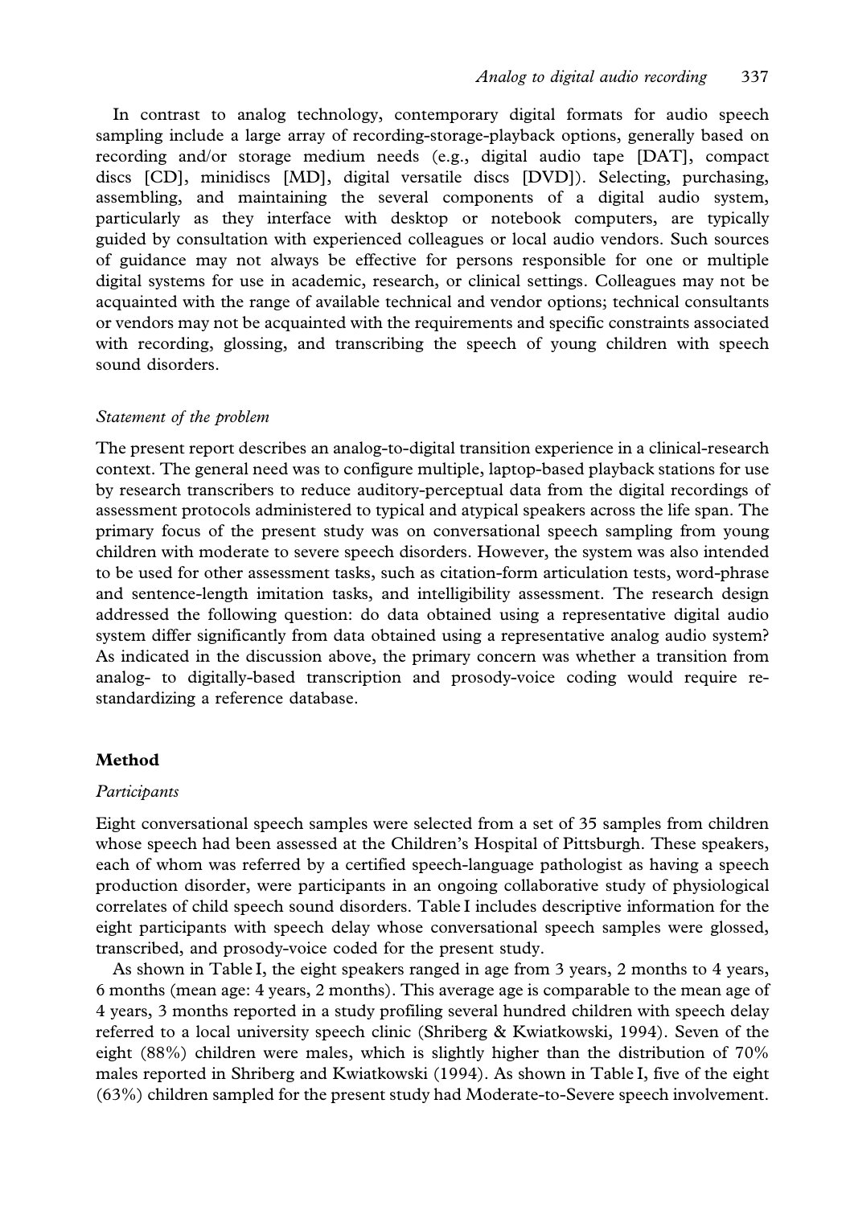In contrast to analog technology, contemporary digital formats for audio speech sampling include a large array of recording-storage-playback options, generally based on recording and/or storage medium needs (e.g., digital audio tape [DAT], compact discs [CD], minidiscs [MD], digital versatile discs [DVD]). Selecting, purchasing, assembling, and maintaining the several components of a digital audio system, particularly as they interface with desktop or notebook computers, are typically guided by consultation with experienced colleagues or local audio vendors. Such sources of guidance may not always be effective for persons responsible for one or multiple digital systems for use in academic, research, or clinical settings. Colleagues may not be acquainted with the range of available technical and vendor options; technical consultants or vendors may not be acquainted with the requirements and specific constraints associated with recording, glossing, and transcribing the speech of young children with speech sound disorders.

### *Statement of the problem*

The present report describes an analog-to-digital transition experience in a clinical-research context. The general need was to configure multiple, laptop-based playback stations for use by research transcribers to reduce auditory-perceptual data from the digital recordings of assessment protocols administered to typical and atypical speakers across the life span. The primary focus of the present study was on conversational speech sampling from young children with moderate to severe speech disorders. However, the system was also intended to be used for other assessment tasks, such as citation-form articulation tests, word-phrase and sentence-length imitation tasks, and intelligibility assessment. The research design addressed the following question: do data obtained using a representative digital audio system differ significantly from data obtained using a representative analog audio system? As indicated in the discussion above, the primary concern was whether a transition from analog- to digitally-based transcription and prosody-voice coding would require re-standardizing a reference database.

## Method

### *Participants*

Eight conversational speech samples were selected from a set of 35 samples from children whose speech had been assessed at the Children's Hospital of Pittsburgh. These speakers, each of whom was referred by a certified speech-language pathologist as having a speech production disorder, were participants in an ongoing collaborative study of physiological correlates of child speech sound disorders. Table I includes descriptive information for the eight participants with speech delay whose conversational speech samples were glossed, transcribed, and prosody-voice coded for the present study.

As shown in Table I, the eight speakers ranged in age from 3 years, 2 months to 4 years, 6 months (mean age: 4 years, 2 months). This average age is comparable to the mean age of 4 years, 3 months reported in a study profiling several hundred children with speech delay referred to a local university speech clinic (Shriberg & Kwiatkowski, 1994). Seven of the eight (88%) children were males, which is slightly higher than the distribution of 70% males reported in Shriberg and Kwiatkowski (1994). As shown in Table I, five of the eight (63%) children sampled for the present study had Moderate-to-Severe speech involvement.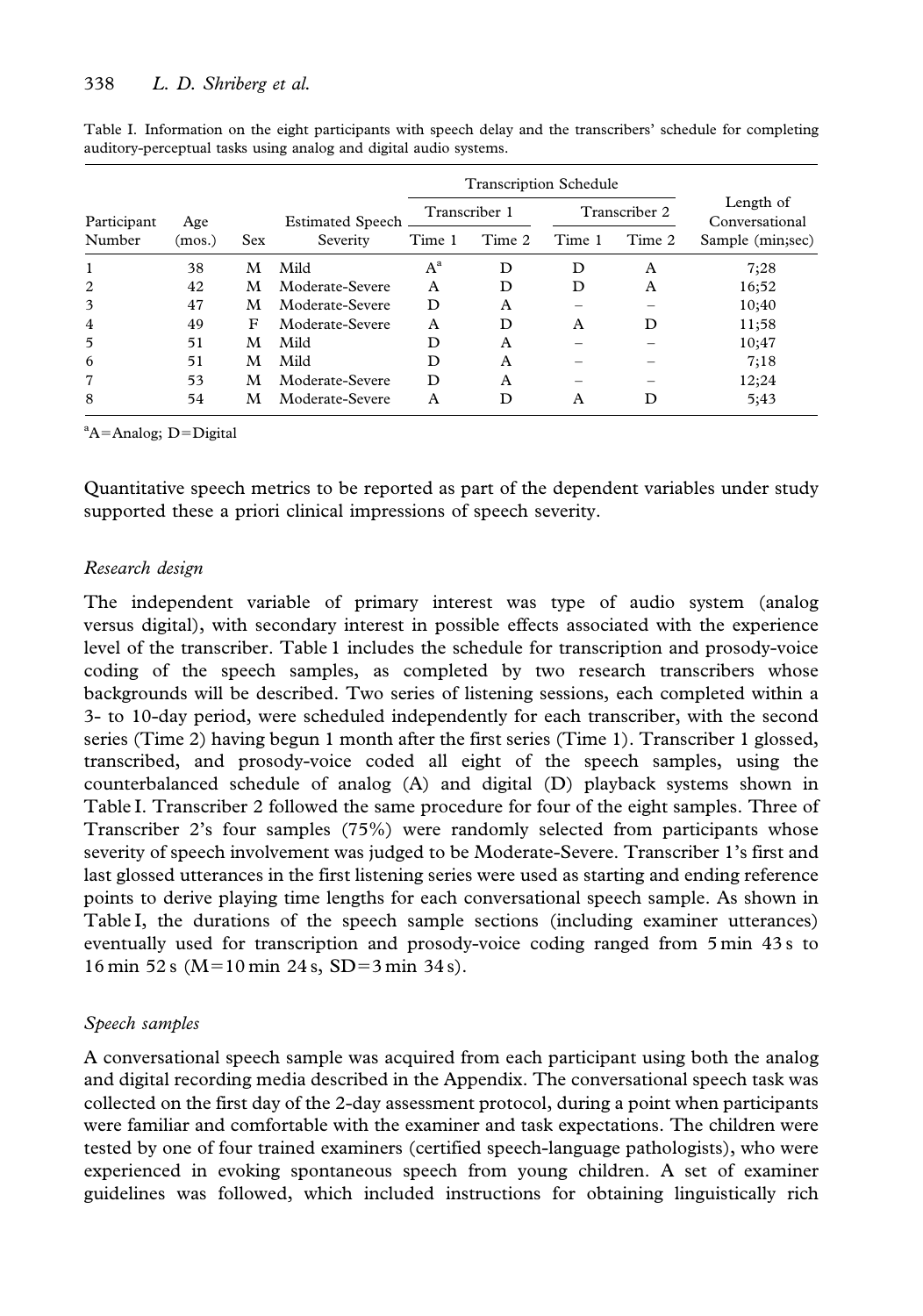Table I. Information on the eight participants with speech delay and the transcribers' schedule for completing auditory-perceptual tasks using analog and digital audio systems.

| Participant Number | Age (mos.) | Sex | Estimated Speech Severity | Transcription Schedule | | | | Length of Conversational Sample (min;sec) |
|---|---|---|---|---|---|---|---|---|
| | | | | Transcriber 1 | | Transcriber 2 | | |
| | | | | Time 1 | Time 2 | Time 1 | Time 2 | |
| 1 | 38 | M | Mild | A[a] | D | D | A | 7;28 |
| 2 | 42 | M | Moderate-Severe | A | D | D | A | 16;52 |
| 3 | 47 | M | Moderate-Severe | D | A | – | – | 10;40 |
| 4 | 49 | F | Moderate-Severe | A | D | A | D | 11;58 |
| 5 | 51 | M | Mild | D | A | – | – | 10;47 |
| 6 | 51 | M | Mild | D | A | – | – | 7;18 |
| 7 | 53 | M | Moderate-Severe | D | A | – | – | 12;24 |
| 8 | 54 | M | Moderate-Severe | A | D | A | D | 5;43 |

[a]A=Analog; D=Digital

Quantitative speech metrics to be reported as part of the dependent variables under study supported these a priori clinical impressions of speech severity.

### *Research design*

The independent variable of primary interest was type of audio system (analog versus digital), with secondary interest in possible effects associated with the experience level of the transcriber. Table 1 includes the schedule for transcription and prosody-voice coding of the speech samples, as completed by two research transcribers whose backgrounds will be described. Two series of listening sessions, each completed within a 3- to 10-day period, were scheduled independently for each transcriber, with the second series (Time 2) having begun 1 month after the first series (Time 1). Transcriber 1 glossed, transcribed, and prosody-voice coded all eight of the speech samples, using the counterbalanced schedule of analog (A) and digital (D) playback systems shown in Table I. Transcriber 2 followed the same procedure for four of the eight samples. Three of Transcriber 2's four samples (75%) were randomly selected from participants whose severity of speech involvement was judged to be Moderate-Severe. Transcriber 1's first and last glossed utterances in the first listening series were used as starting and ending reference points to derive playing time lengths for each conversational speech sample. As shown in Table I, the durations of the speech sample sections (including examiner utterances) eventually used for transcription and prosody-voice coding ranged from 5 min 43 s to 16 min 52 s (M=10 min 24 s, SD=3 min 34 s).

### *Speech samples*

A conversational speech sample was acquired from each participant using both the analog and digital recording media described in the Appendix. The conversational speech task was collected on the first day of the 2-day assessment protocol, during a point when participants were familiar and comfortable with the examiner and task expectations. The children were tested by one of four trained examiners (certified speech-language pathologists), who were experienced in evoking spontaneous speech from young children. A set of examiner guidelines was followed, which included instructions for obtaining linguistically rich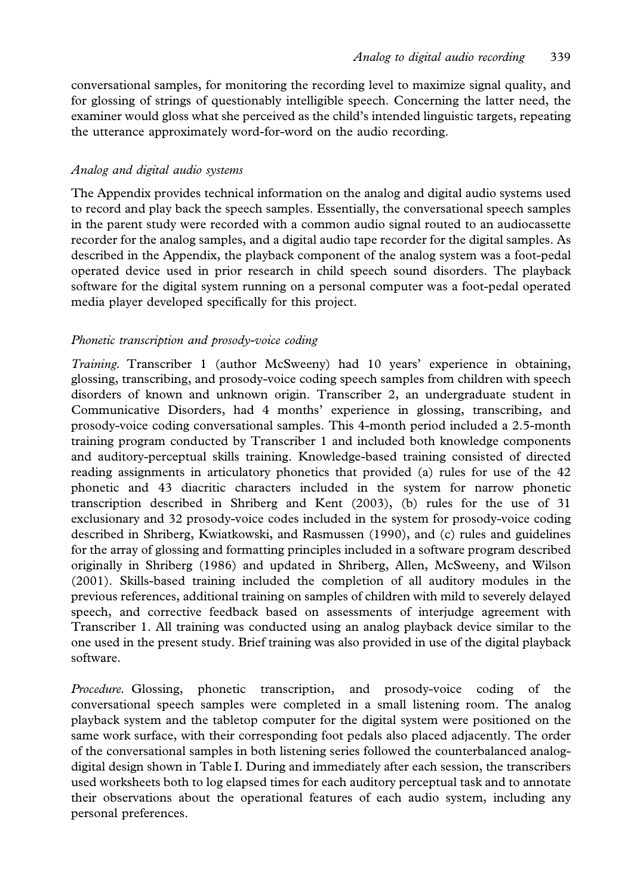conversational samples, for monitoring the recording level to maximize signal quality, and for glossing of strings of questionably intelligible speech. Concerning the latter need, the examiner would gloss what she perceived as the child's intended linguistic targets, repeating the utterance approximately word-for-word on the audio recording.

### *Analog and digital audio systems*

The Appendix provides technical information on the analog and digital audio systems used to record and play back the speech samples. Essentially, the conversational speech samples in the parent study were recorded with a common audio signal routed to an audiocassette recorder for the analog samples, and a digital audio tape recorder for the digital samples. As described in the Appendix, the playback component of the analog system was a foot-pedal operated device used in prior research in child speech sound disorders. The playback software for the digital system running on a personal computer was a foot-pedal operated media player developed specifically for this project.

### *Phonetic transcription and prosody-voice coding*

*Training.* Transcriber 1 (author McSweeny) had 10 years' experience in obtaining, glossing, transcribing, and prosody-voice coding speech samples from children with speech disorders of known and unknown origin. Transcriber 2, an undergraduate student in Communicative Disorders, had 4 months' experience in glossing, transcribing, and prosody-voice coding conversational samples. This 4-month period included a 2.5-month training program conducted by Transcriber 1 and included both knowledge components and auditory-perceptual skills training. Knowledge-based training consisted of directed reading assignments in articulatory phonetics that provided (a) rules for use of the 42 phonetic and 43 diacritic characters included in the system for narrow phonetic transcription described in Shriberg and Kent (2003), (b) rules for the use of 31 exclusionary and 32 prosody-voice codes included in the system for prosody-voice coding described in Shriberg, Kwiatkowski, and Rasmussen (1990), and (c) rules and guidelines for the array of glossing and formatting principles included in a software program described originally in Shriberg (1986) and updated in Shriberg, Allen, McSweeny, and Wilson (2001). Skills-based training included the completion of all auditory modules in the previous references, additional training on samples of children with mild to severely delayed speech, and corrective feedback based on assessments of interjudge agreement with Transcriber 1. All training was conducted using an analog playback device similar to the one used in the present study. Brief training was also provided in use of the digital playback software.

*Procedure.* Glossing, phonetic transcription, and prosody-voice coding of the conversational speech samples were completed in a small listening room. The analog playback system and the tabletop computer for the digital system were positioned on the same work surface, with their corresponding foot pedals also placed adjacently. The order of the conversational samples in both listening series followed the counterbalanced analog-digital design shown in Table I. During and immediately after each session, the transcribers used worksheets both to log elapsed times for each auditory perceptual task and to annotate their observations about the operational features of each audio system, including any personal preferences.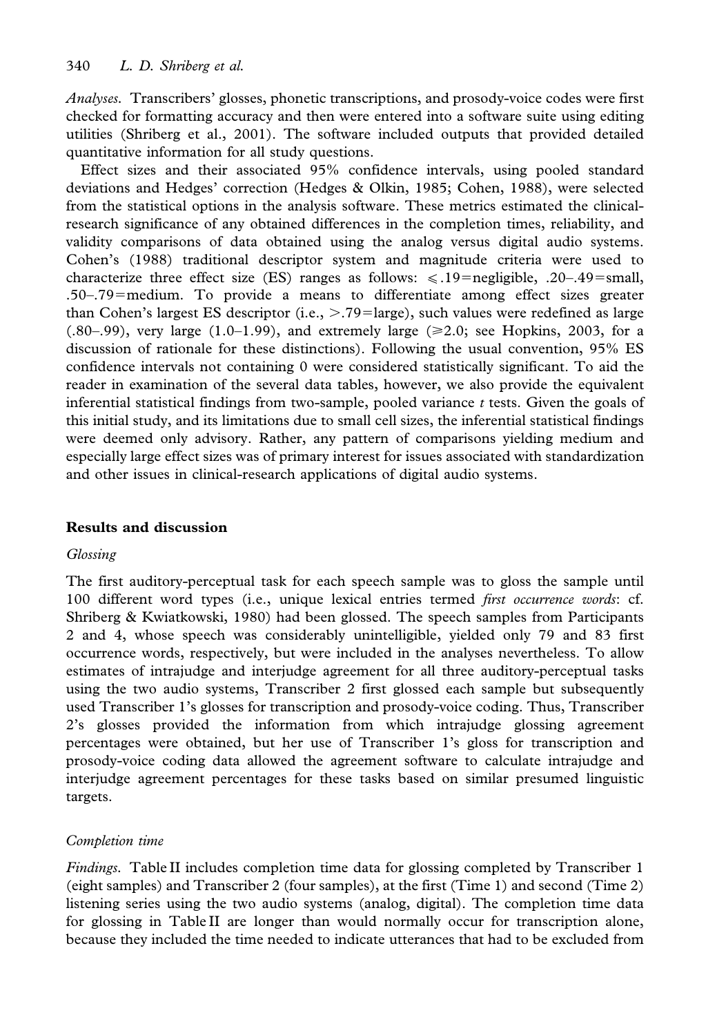*Analyses.* Transcribers' glosses, phonetic transcriptions, and prosody-voice codes were first checked for formatting accuracy and then were entered into a software suite using editing utilities (Shriberg et al., 2001). The software included outputs that provided detailed quantitative information for all study questions.

Effect sizes and their associated 95% confidence intervals, using pooled standard deviations and Hedges' correction (Hedges & Olkin, 1985; Cohen, 1988), were selected from the statistical options in the analysis software. These metrics estimated the clinical-research significance of any obtained differences in the completion times, reliability, and validity comparisons of data obtained using the analog versus digital audio systems. Cohen's (1988) traditional descriptor system and magnitude criteria were used to characterize three effect size (ES) ranges as follows: $\leqslant$.19=negligible, .20–.49=small, .50–.79=medium. To provide a means to differentiate among effect sizes greater than Cohen's largest ES descriptor (i.e., >.79=large), such values were redefined as large (.80–.99), very large (1.0–1.99), and extremely large ($\geqslant$2.0; see Hopkins, 2003, for a discussion of rationale for these distinctions). Following the usual convention, 95% ES confidence intervals not containing 0 were considered statistically significant. To aid the reader in examination of the several data tables, however, we also provide the equivalent inferential statistical findings from two-sample, pooled variance $t$ tests. Given the goals of this initial study, and its limitations due to small cell sizes, the inferential statistical findings were deemed only advisory. Rather, any pattern of comparisons yielding medium and especially large effect sizes was of primary interest for issues associated with standardization and other issues in clinical-research applications of digital audio systems.

## Results and discussion

### Glossing

The first auditory-perceptual task for each speech sample was to gloss the sample until 100 different word types (i.e., unique lexical entries termed *first occurrence words*: cf. Shriberg & Kwiatkowski, 1980) had been glossed. The speech samples from Participants 2 and 4, whose speech was considerably unintelligible, yielded only 79 and 83 first occurrence words, respectively, but were included in the analyses nevertheless. To allow estimates of intrajudge and interjudge agreement for all three auditory-perceptual tasks using the two audio systems, Transcriber 2 first glossed each sample but subsequently used Transcriber 1's glosses for transcription and prosody-voice coding. Thus, Transcriber 2's glosses provided the information from which intrajudge glossing agreement percentages were obtained, but her use of Transcriber 1's gloss for transcription and prosody-voice coding data allowed the agreement software to calculate intrajudge and interjudge agreement percentages for these tasks based on similar presumed linguistic targets.

### Completion time

*Findings.* Table II includes completion time data for glossing completed by Transcriber 1 (eight samples) and Transcriber 2 (four samples), at the first (Time 1) and second (Time 2) listening series using the two audio systems (analog, digital). The completion time data for glossing in Table II are longer than would normally occur for transcription alone, because they included the time needed to indicate utterances that had to be excluded from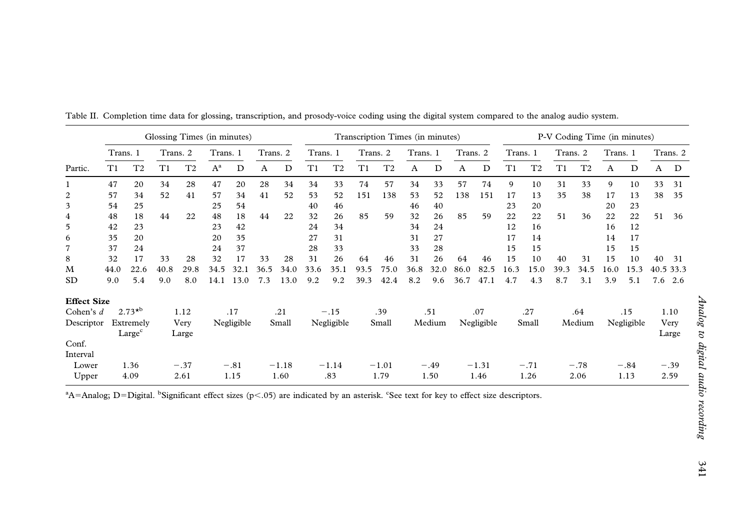Table II. Completion time data for glossing, transcription, and prosody-voice coding using the digital system compared to the analog audio system.

| | Glossing Times (in minutes) | | | | | | | | Transcription Times (in minutes) | | | | | | | | P-V Coding Time (in minutes) | | | | | | | |
|---|---|---|---|---|---|---|---|---|---|---|---|---|---|---|---|---|---|---|---|---|---|---|---|---|
| | Trans. 1 | | Trans. 2 | | Trans. 1 | | Trans. 2 | | Trans. 1 | | Trans. 2 | | Trans. 1 | | Trans. 2 | | Trans. 1 | | Trans. 2 | | Trans. 1 | | Trans. 2 | |
| Partic. | T1 | T2 | T1 | T2 | A[a] | D | A | D | T1 | T2 | T1 | T2 | A | D | A | D | T1 | T2 | T1 | T2 | A | D | A | D |
| 1 | 47 | 20 | 34 | 28 | 47 | 20 | 28 | 34 | 34 | 33 | 74 | 57 | 34 | 33 | 57 | 74 | 9 | 10 | 31 | 33 | 9 | 10 | 33 | 31 |
| 2 | 57 | 34 | 52 | 41 | 57 | 34 | 41 | 52 | 53 | 52 | 151 | 138 | 53 | 52 | 138 | 151 | 17 | 13 | 35 | 38 | 17 | 13 | 38 | 35 |
| 3 | 54 | 25 | | | 25 | 54 | | | 40 | 46 | | | 46 | 40 | | | 23 | 20 | | | 20 | 23 | | |
| 4 | 48 | 18 | 44 | 22 | 48 | 18 | 44 | 22 | 32 | 26 | 85 | 59 | 32 | 26 | 85 | 59 | 22 | 22 | 51 | 36 | 22 | 22 | 51 | 36 |
| 5 | 42 | 23 | | | 23 | 42 | | | 24 | 34 | | | 34 | 24 | | | 12 | 16 | | | 16 | 12 | | |
| 6 | 35 | 20 | | | 20 | 35 | | | 27 | 31 | | | 31 | 27 | | | 17 | 14 | | | 14 | 17 | | |
| 7 | 37 | 24 | | | 24 | 37 | | | 28 | 33 | | | 33 | 28 | | | 15 | 15 | | | 15 | 15 | | |
| 8 | 32 | 17 | 33 | 28 | 32 | 17 | 33 | 28 | 31 | 26 | 64 | 46 | 31 | 26 | 64 | 46 | 15 | 10 | 40 | 31 | 15 | 10 | 40 | 31 |
| M | 44.0 | 22.6 | 40.8 | 29.8 | 34.5 | 32.1 | 36.5 | 34.0 | 33.6 | 35.1 | 93.5 | 75.0 | 36.8 | 32.0 | 86.0 | 82.5 | 16.3 | 15.0 | 39.3 | 34.5 | 16.0 | 15.3 | 40.5 | 33.3 |
| SD | 9.0 | 5.4 | 9.0 | 8.0 | 14.1 | 13.0 | 7.3 | 13.0 | 9.2 | 9.2 | 39.3 | 42.4 | 8.2 | 9.6 | 36.7 | 47.1 | 4.7 | 4.3 | 8.7 | 3.1 | 3.9 | 5.1 | 7.6 | 2.6 |
| **Effect Size** | | | | | | | | | | | | | | | | | | | | | | | | |
| Cohen's *d* | 2.73*[b] | | 1.12 | | .17 | | .21 | | −.15 | | .39 | | .51 | | .07 | | .27 | | .64 | | .15 | | 1.10 | |
| Descriptor | Extremely Large[c] | | Very Large | | Negligible | | Small | | Negligible | | Small | | Medium | | Negligible | | Small | | Medium | | Negligible | | Very Large | |
| Conf. Interval | | | | | | | | | | | | | | | | | | | | | | | | |
| Lower | 1.36 | | −.37 | | −.81 | | −1.18 | | −1.14 | | −1.01 | | −.49 | | −1.31 | | −.71 | | −.78 | | −.84 | | −.39 | |
| Upper | 4.09 | | 2.61 | | 1.15 | | 1.60 | | .83 | | 1.79 | | 1.50 | | 1.46 | | 1.26 | | 2.06 | | 1.13 | | 2.59 | |

[a]A=Analog; D=Digital. [b]Significant effect sizes ($p<.05$) are indicated by an asterisk. [c]See text for key to effect size descriptors.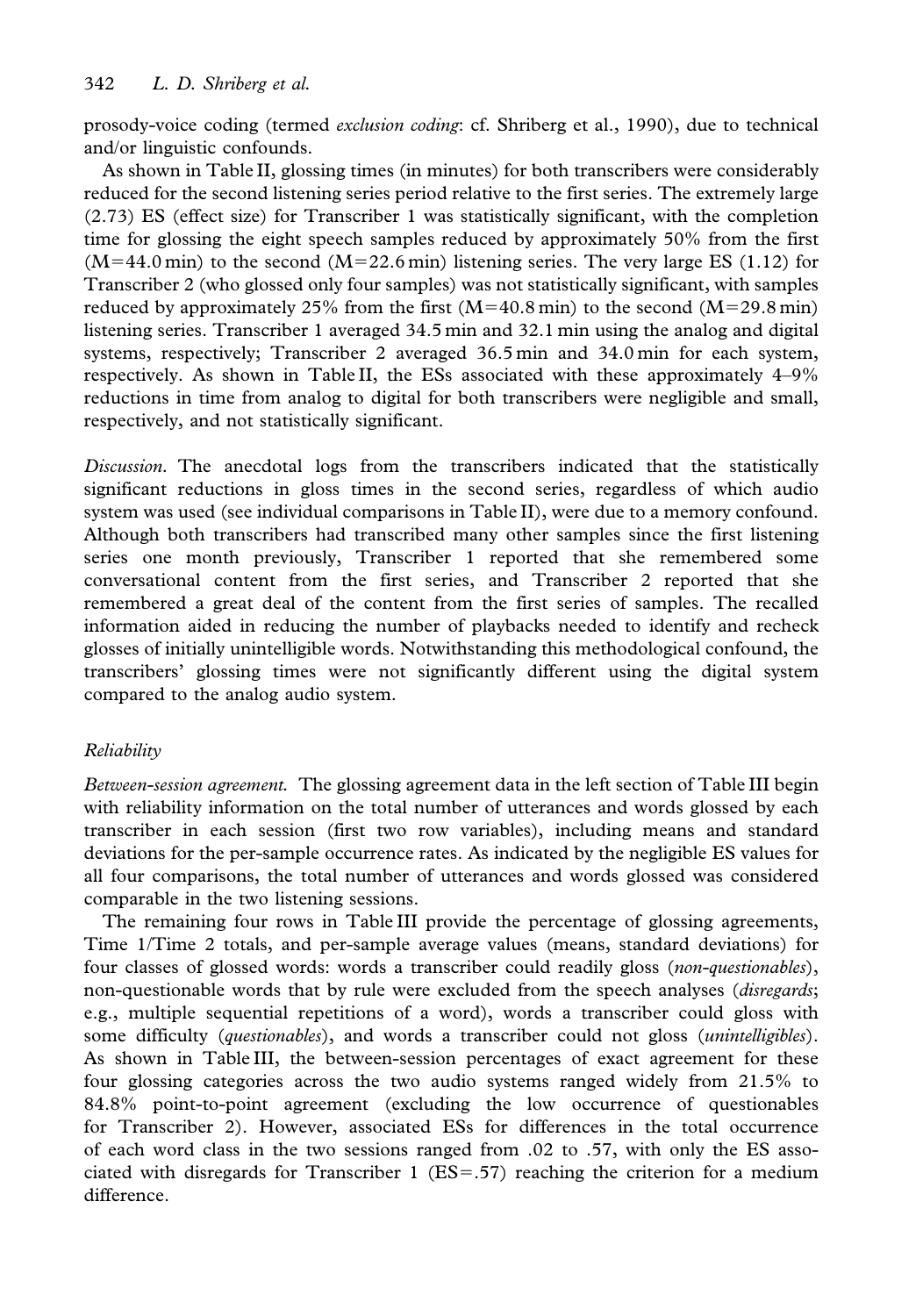prosody-voice coding (termed *exclusion coding*: cf. Shriberg et al., 1990), due to technical and/or linguistic confounds.

As shown in Table II, glossing times (in minutes) for both transcribers were considerably reduced for the second listening series period relative to the first series. The extremely large (2.73) ES (effect size) for Transcriber 1 was statistically significant, with the completion time for glossing the eight speech samples reduced by approximately 50% from the first (M=44.0 min) to the second (M=22.6 min) listening series. The very large ES (1.12) for Transcriber 2 (who glossed only four samples) was not statistically significant, with samples reduced by approximately 25% from the first (M=40.8 min) to the second (M=29.8 min) listening series. Transcriber 1 averaged 34.5 min and 32.1 min using the analog and digital systems, respectively; Transcriber 2 averaged 36.5 min and 34.0 min for each system, respectively. As shown in Table II, the ESs associated with these approximately 4–9% reductions in time from analog to digital for both transcribers were negligible and small, respectively, and not statistically significant.

*Discussion*. The anecdotal logs from the transcribers indicated that the statistically significant reductions in gloss times in the second series, regardless of which audio system was used (see individual comparisons in Table II), were due to a memory confound. Although both transcribers had transcribed many other samples since the first listening series one month previously, Transcriber 1 reported that she remembered some conversational content from the first series, and Transcriber 2 reported that she remembered a great deal of the content from the first series of samples. The recalled information aided in reducing the number of playbacks needed to identify and recheck glosses of initially unintelligible words. Notwithstanding this methodological confound, the transcribers' glossing times were not significantly different using the digital system compared to the analog audio system.

### Reliability

*Between-session agreement.* The glossing agreement data in the left section of Table III begin with reliability information on the total number of utterances and words glossed by each transcriber in each session (first two row variables), including means and standard deviations for the per-sample occurrence rates. As indicated by the negligible ES values for all four comparisons, the total number of utterances and words glossed was considered comparable in the two listening sessions.

The remaining four rows in Table III provide the percentage of glossing agreements, Time 1/Time 2 totals, and per-sample average values (means, standard deviations) for four classes of glossed words: words a transcriber could readily gloss (*non-questionables*), non-questionable words that by rule were excluded from the speech analyses (*disregards*; e.g., multiple sequential repetitions of a word), words a transcriber could gloss with some difficulty (*questionables*), and words a transcriber could not gloss (*unintelligibles*). As shown in Table III, the between-session percentages of exact agreement for these four glossing categories across the two audio systems ranged widely from 21.5% to 84.8% point-to-point agreement (excluding the low occurrence of questionables for Transcriber 2). However, associated ESs for differences in the total occurrence of each word class in the two sessions ranged from .02 to .57, with only the ES associated with disregards for Transcriber 1 (ES=.57) reaching the criterion for a medium difference.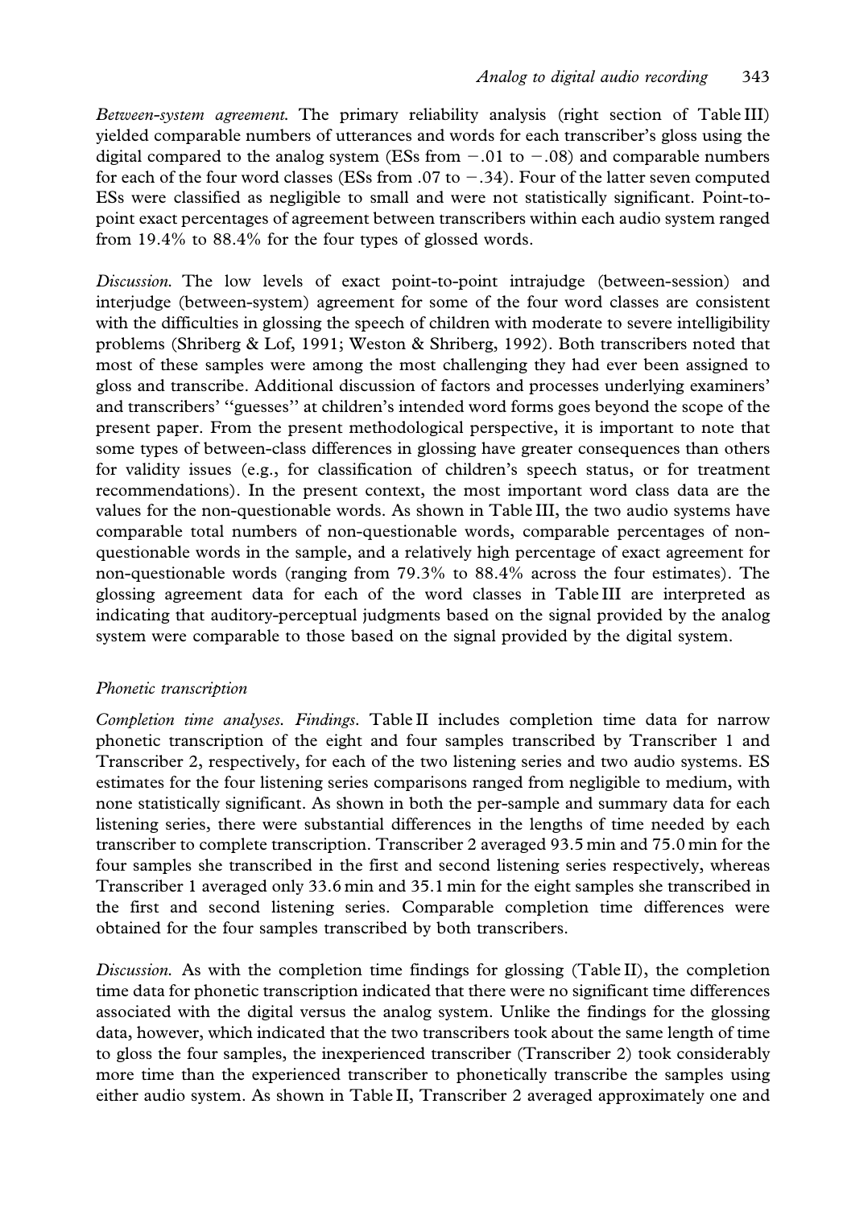*Between-system agreement.* The primary reliability analysis (right section of Table III) yielded comparable numbers of utterances and words for each transcriber's gloss using the digital compared to the analog system (ESs from −.01 to −.08) and comparable numbers for each of the four word classes (ESs from .07 to −.34). Four of the latter seven computed ESs were classified as negligible to small and were not statistically significant. Point-to-point exact percentages of agreement between transcribers within each audio system ranged from 19.4% to 88.4% for the four types of glossed words.

*Discussion.* The low levels of exact point-to-point intrajudge (between-session) and interjudge (between-system) agreement for some of the four word classes are consistent with the difficulties in glossing the speech of children with moderate to severe intelligibility problems (Shriberg & Lof, 1991; Weston & Shriberg, 1992). Both transcribers noted that most of these samples were among the most challenging they had ever been assigned to gloss and transcribe. Additional discussion of factors and processes underlying examiners' and transcribers' "guesses" at children's intended word forms goes beyond the scope of the present paper. From the present methodological perspective, it is important to note that some types of between-class differences in glossing have greater consequences than others for validity issues (e.g., for classification of children's speech status, or for treatment recommendations). In the present context, the most important word class data are the values for the non-questionable words. As shown in Table III, the two audio systems have comparable total numbers of non-questionable words, comparable percentages of non-questionable words in the sample, and a relatively high percentage of exact agreement for non-questionable words (ranging from 79.3% to 88.4% across the four estimates). The glossing agreement data for each of the word classes in Table III are interpreted as indicating that auditory-perceptual judgments based on the signal provided by the analog system were comparable to those based on the signal provided by the digital system.

### *Phonetic transcription*

*Completion time analyses. Findings.* Table II includes completion time data for narrow phonetic transcription of the eight and four samples transcribed by Transcriber 1 and Transcriber 2, respectively, for each of the two listening series and two audio systems. ES estimates for the four listening series comparisons ranged from negligible to medium, with none statistically significant. As shown in both the per-sample and summary data for each listening series, there were substantial differences in the lengths of time needed by each transcriber to complete transcription. Transcriber 2 averaged 93.5 min and 75.0 min for the four samples she transcribed in the first and second listening series respectively, whereas Transcriber 1 averaged only 33.6 min and 35.1 min for the eight samples she transcribed in the first and second listening series. Comparable completion time differences were obtained for the four samples transcribed by both transcribers.

*Discussion.* As with the completion time findings for glossing (Table II), the completion time data for phonetic transcription indicated that there were no significant time differences associated with the digital versus the analog system. Unlike the findings for the glossing data, however, which indicated that the two transcribers took about the same length of time to gloss the four samples, the inexperienced transcriber (Transcriber 2) took considerably more time than the experienced transcriber to phonetically transcribe the samples using either audio system. As shown in Table II, Transcriber 2 averaged approximately one and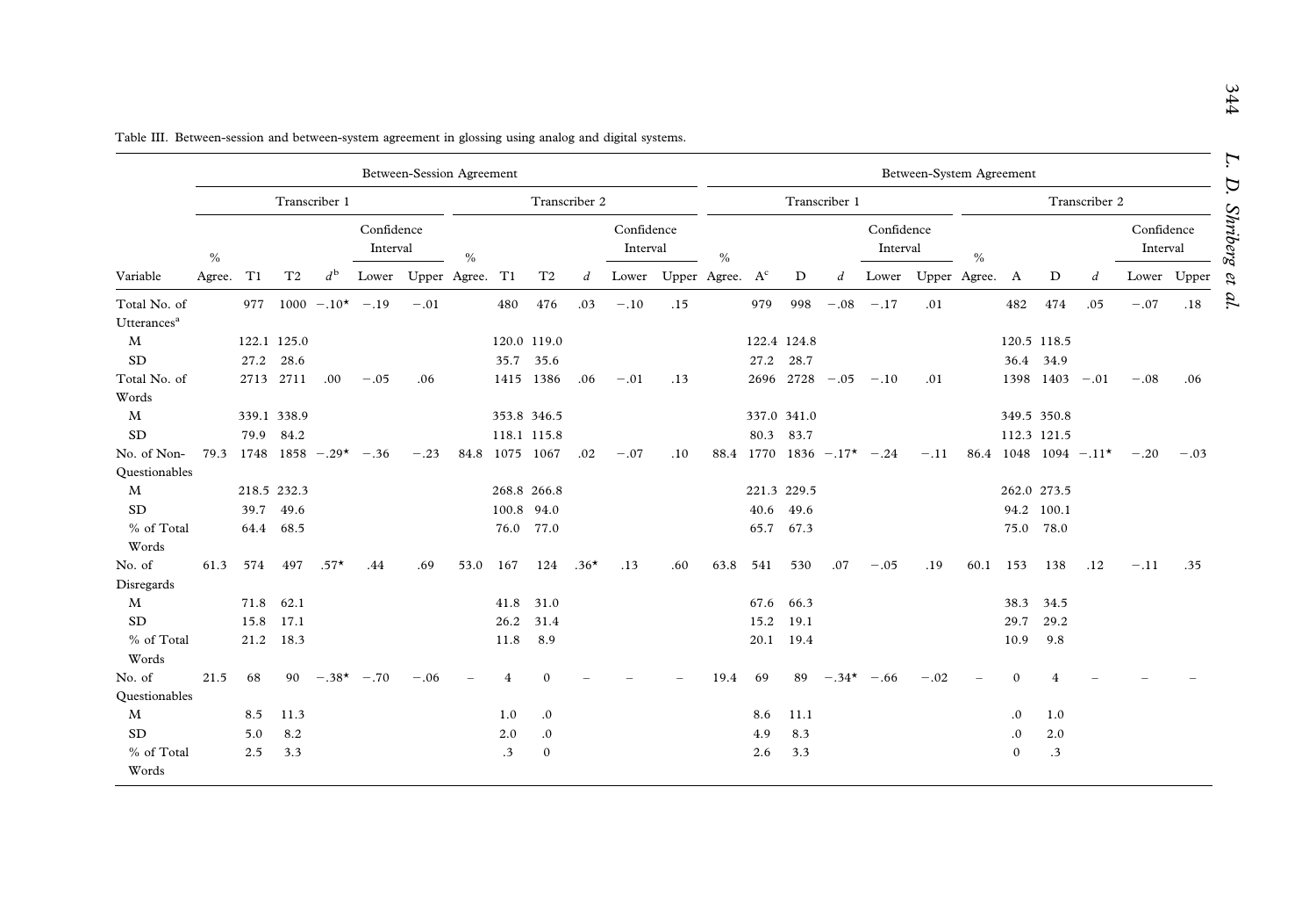Table III. Between-session and between-system agreement in glossing using analog and digital systems.

| | Between-Session Agreement | | | | | | | | | | | | Between-System Agreement | | | | | | | | | | | |
|---|---|---|---|---|---|---|---|---|---|---|---|---|---|---|---|---|---|---|---|---|---|---|---|---|
| | Transcriber 1 | | | | | | Transcriber 2 | | | | | | Transcriber 1 | | | | | | Transcriber 2 | | | | | |
| | | | | | Confidence Interval | | | | | | Confidence Interval | | | | | | Confidence Interval | | | | | | Confidence Interval | |
| Variable | % Agree. | T1 | T2 | $d$[b] | Lower | Upper | % Agree. | T1 | T2 | $d$ | Lower | Upper | % Agree. | A[c] | D | $d$ | Lower | Upper | % Agree. | A | D | $d$ | Lower | Upper |
| Total No. of Utterances[a] | | 977 | 1000 | −.10* | −.19 | −.01 | | 480 | 476 | .03 | −.10 | .15 | | 979 | 998 | −.08 | −.17 | .01 | | 482 | 474 | .05 | −.07 | .18 |
| M | | 122.1 | 125.0 | | | | | 120.0 | 119.0 | | | | | 122.4 | 124.8 | | | | | 120.5 | 118.5 | | | |
| SD | | 27.2 | 28.6 | | | | | 35.7 | 35.6 | | | | | 27.2 | 28.7 | | | | | 36.4 | 34.9 | | | |
| Total No. of Words | | 2713 | 2711 | .00 | −.05 | .06 | | 1415 | 1386 | .06 | −.01 | .13 | | 2696 | 2728 | −.05 | −.10 | .01 | | 1398 | 1403 | −.01 | −.08 | .06 |
| M | | 339.1 | 338.9 | | | | | 353.8 | 346.5 | | | | | 337.0 | 341.0 | | | | | 349.5 | 350.8 | | | |
| SD | | 79.9 | 84.2 | | | | | 118.1 | 115.8 | | | | | 80.3 | 83.7 | | | | | 112.3 | 121.5 | | | |
| No. of Non-Questionables | 79.3 | 1748 | 1858 | −.29* | −.36 | −.23 | 84.8 | 1075 | 1067 | .02 | −.07 | .10 | 88.4 | 1770 | 1836 | −.17* | −.24 | −.11 | 86.4 | 1048 | 1094 | −.11* | −.20 | −.03 |
| M | | 218.5 | 232.3 | | | | | 268.8 | 266.8 | | | | | 221.3 | 229.5 | | | | | 262.0 | 273.5 | | | |
| SD | | 39.7 | 49.6 | | | | | 100.8 | 94.0 | | | | | 40.6 | 49.6 | | | | | 94.2 | 100.1 | | | |
| % of Total Words | | 64.4 | 68.5 | | | | | 76.0 | 77.0 | | | | | 65.7 | 67.3 | | | | | 75.0 | 78.0 | | | |
| No. of Disregards | 61.3 | 574 | 497 | .57* | .44 | .69 | 53.0 | 167 | 124 | .36* | .13 | .60 | 63.8 | 541 | 530 | .07 | −.05 | .19 | 60.1 | 153 | 138 | .12 | −.11 | .35 |
| M | | 71.8 | 62.1 | | | | | 41.8 | 31.0 | | | | | 67.6 | 66.3 | | | | | 38.3 | 34.5 | | | |
| SD | | 15.8 | 17.1 | | | | | 26.2 | 31.4 | | | | | 15.2 | 19.1 | | | | | 29.7 | 29.2 | | | |
| % of Total Words | | 21.2 | 18.3 | | | | | 11.8 | 8.9 | | | | | 20.1 | 19.4 | | | | | 10.9 | 9.8 | | | |
| No. of Questionables | 21.5 | 68 | 90 | −.38* | −.70 | −.06 | – | 4 | 0 | – | – | – | 19.4 | 69 | 89 | −.34* | −.66 | −.02 | – | 0 | 4 | – | – | – |
| M | | 8.5 | 11.3 | | | | | 1.0 | .0 | | | | | 8.6 | 11.1 | | | | | .0 | 1.0 | | | |
| SD | | 5.0 | 8.2 | | | | | 2.0 | .0 | | | | | 4.9 | 8.3 | | | | | .0 | 2.0 | | | |
| % of Total Words | | 2.5 | 3.3 | | | | | .3 | 0 | | | | | 2.6 | 3.3 | | | | | 0 | .3 | | | |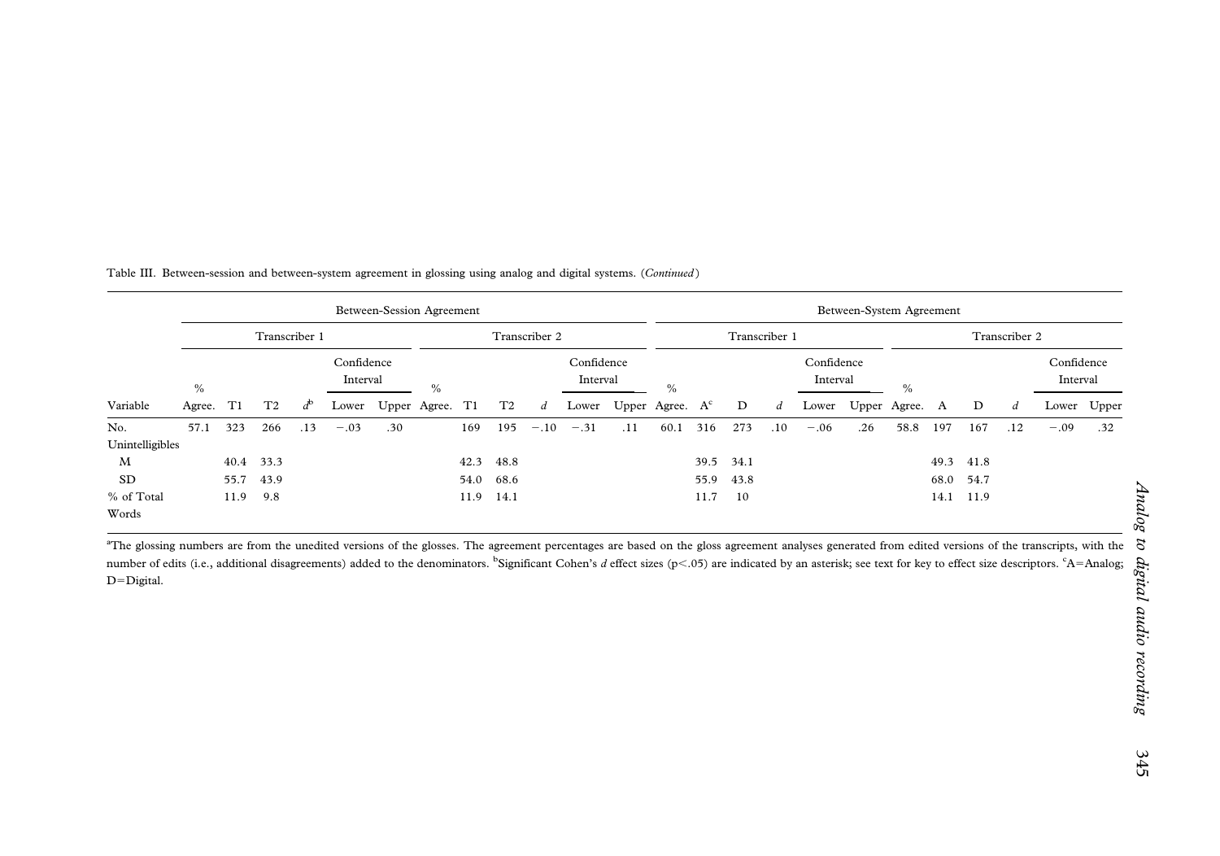Table III. Between-session and between-system agreement in glossing using analog and digital systems. (*Continued*)

| | Between-Session Agreement | | | | | | | | | | | | Between-System Agreement | | | | | | | | | | | |
|---|---|---|---|---|---|---|---|---|---|---|---|---|---|---|---|---|---|---|---|---|---|---|---|---|
| | Transcriber 1 | | | | | | Transcriber 2 | | | | | | Transcriber 1 | | | | | | Transcriber 2 | | | | | |
| | | | | | Confidence Interval | | | | | | Confidence Interval | | | | | | Confidence Interval | | | | | | Confidence Interval | |
| Variable | % Agree. | T1 | T2 | $d$[b] | Lower | Upper | % Agree. | T1 | T2 | $d$ | Lower | Upper | % Agree. | A[c] | D | $d$ | Lower | Upper | % Agree. | A | D | $d$ | Lower | Upper |
| No. Unintelligibles | 57.1 | 323 | 266 | .13 | −.03 | .30 | | 169 | 195 | −.10 | −.31 | .11 | 60.1 | 316 | 273 | .10 | −.06 | .26 | 58.8 | 197 | 167 | .12 | −.09 | .32 |
| M | | 40.4 | 33.3 | | | | | 42.3 | 48.8 | | | | | 39.5 | 34.1 | | | | | 49.3 | 41.8 | | | |
| SD | | 55.7 | 43.9 | | | | | 54.0 | 68.6 | | | | | 55.9 | 43.8 | | | | | 68.0 | 54.7 | | | |
| % of Total Words | | 11.9 | 9.8 | | | | | 11.9 | 14.1 | | | | | 11.7 | 10 | | | | | 14.1 | 11.9 | | | |

[a]The glossing numbers are from the unedited versions of the glosses. The agreement percentages are based on the gloss agreement analyses generated from edited versions of the transcripts, with the number of edits (i.e., additional disagreements) added to the denominators. [b]Significant Cohen's $d$ effect sizes ($p<.05$) are indicated by an asterisk; see text for key to effect size descriptors. [c]A=Analog; D=Digital.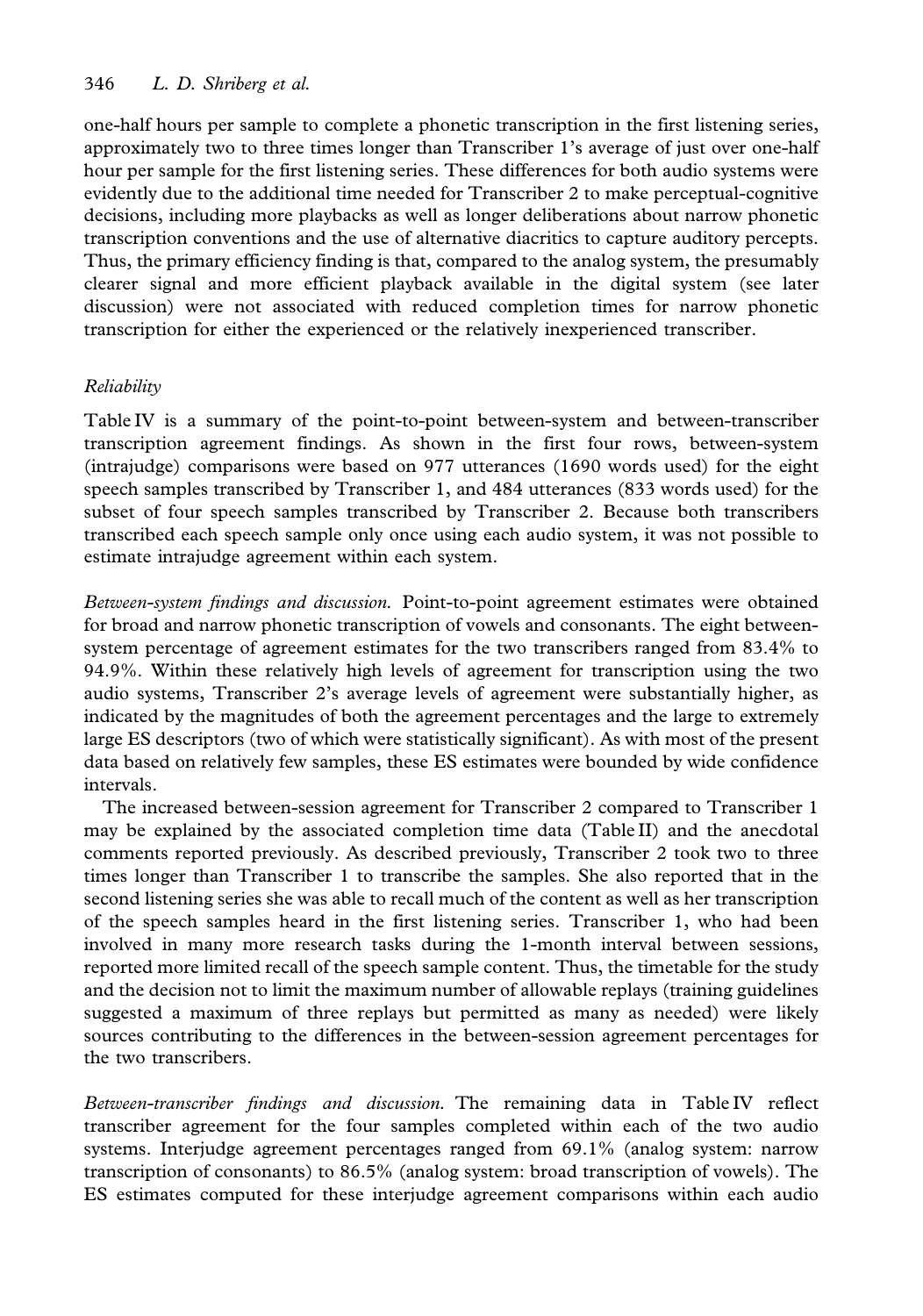one-half hours per sample to complete a phonetic transcription in the first listening series, approximately two to three times longer than Transcriber 1's average of just over one-half hour per sample for the first listening series. These differences for both audio systems were evidently due to the additional time needed for Transcriber 2 to make perceptual-cognitive decisions, including more playbacks as well as longer deliberations about narrow phonetic transcription conventions and the use of alternative diacritics to capture auditory percepts. Thus, the primary efficiency finding is that, compared to the analog system, the presumably clearer signal and more efficient playback available in the digital system (see later discussion) were not associated with reduced completion times for narrow phonetic transcription for either the experienced or the relatively inexperienced transcriber.

### *Reliability*

Table IV is a summary of the point-to-point between-system and between-transcriber transcription agreement findings. As shown in the first four rows, between-system (intrajudge) comparisons were based on 977 utterances (1690 words used) for the eight speech samples transcribed by Transcriber 1, and 484 utterances (833 words used) for the subset of four speech samples transcribed by Transcriber 2. Because both transcribers transcribed each speech sample only once using each audio system, it was not possible to estimate intrajudge agreement within each system.

*Between-system findings and discussion.* Point-to-point agreement estimates were obtained for broad and narrow phonetic transcription of vowels and consonants. The eight between-system percentage of agreement estimates for the two transcribers ranged from 83.4% to 94.9%. Within these relatively high levels of agreement for transcription using the two audio systems, Transcriber 2's average levels of agreement were substantially higher, as indicated by the magnitudes of both the agreement percentages and the large to extremely large ES descriptors (two of which were statistically significant). As with most of the present data based on relatively few samples, these ES estimates were bounded by wide confidence intervals.

The increased between-session agreement for Transcriber 2 compared to Transcriber 1 may be explained by the associated completion time data (Table II) and the anecdotal comments reported previously. As described previously, Transcriber 2 took two to three times longer than Transcriber 1 to transcribe the samples. She also reported that in the second listening series she was able to recall much of the content as well as her transcription of the speech samples heard in the first listening series. Transcriber 1, who had been involved in many more research tasks during the 1-month interval between sessions, reported more limited recall of the speech sample content. Thus, the timetable for the study and the decision not to limit the maximum number of allowable replays (training guidelines suggested a maximum of three replays but permitted as many as needed) were likely sources contributing to the differences in the between-session agreement percentages for the two transcribers.

*Between-transcriber findings and discussion.* The remaining data in Table IV reflect transcriber agreement for the four samples completed within each of the two audio systems. Interjudge agreement percentages ranged from 69.1% (analog system: narrow transcription of consonants) to 86.5% (analog system: broad transcription of vowels). The ES estimates computed for these interjudge agreement comparisons within each audio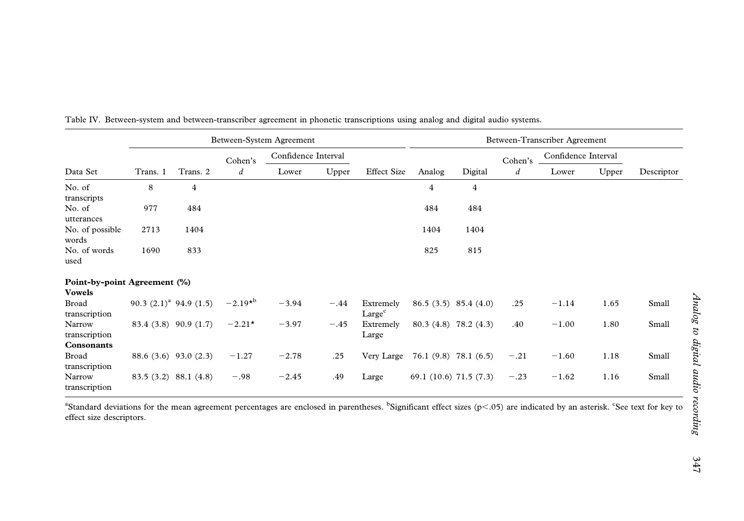Table IV. Between-system and between-transcriber agreement in phonetic transcriptions using analog and digital audio systems.

| | Between-System Agreement | | | | | | Between-Transcriber Agreement | | | | | |
|---|---|---|---|---|---|---|---|---|---|---|---|---|
| | | | Cohen's | Confidence Interval | | | | | Cohen's | Confidence Interval | | |
| Data Set | Trans. 1 | Trans. 2 | $d$ | Lower | Upper | Effect Size | Analog | Digital | $d$ | Lower | Upper | Descriptor |
| No. of transcripts | 8 | 4 | | | | | 4 | 4 | | | | |
| No. of utterances | 977 | 484 | | | | | 484 | 484 | | | | |
| No. of possible words | 2713 | 1404 | | | | | 1404 | 1404 | | | | |
| No. of words used | 1690 | 833 | | | | | 825 | 815 | | | | |
| **Point-by-point Agreement (%)** | | | | | | | | | | | | |
| **Vowels** | | | | | | | | | | | | |
| Broad transcription | 90.3 (2.1)[a] | 94.9 (1.5) | −2.19*[b] | −3.94 | −.44 | Extremely Large[c] | 86.5 (3.5) | 85.4 (4.0) | .25 | −1.14 | 1.65 | Small |
| Narrow transcription | 83.4 (3.8) | 90.9 (1.7) | −2.21* | −3.97 | −.45 | Extremely Large | 80.3 (4.8) | 78.2 (4.3) | .40 | −1.00 | 1.80 | Small |
| **Consonants** | | | | | | | | | | | | |
| Broad transcription | 88.6 (3.6) | 93.0 (2.3) | −1.27 | −2.78 | .25 | Very Large | 76.1 (9.8) | 78.1 (6.5) | −.21 | −1.60 | 1.18 | Small |
| Narrow transcription | 83.5 (3.2) | 88.1 (4.8) | −.98 | −2.45 | .49 | Large | 69.1 (10.6) | 71.5 (7.3) | −.23 | −1.62 | 1.16 | Small |

[a]Standard deviations for the mean agreement percentages are enclosed in parentheses. [b]Significant effect sizes ($p < .05$) are indicated by an asterisk. [c]See text for key to effect size descriptors.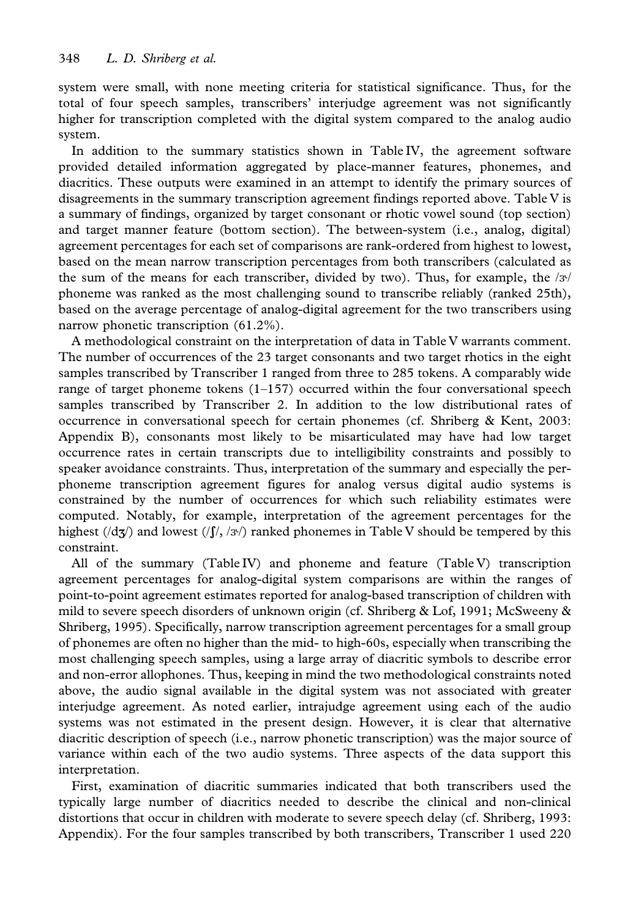system were small, with none meeting criteria for statistical significance. Thus, for the total of four speech samples, transcribers' interjudge agreement was not significantly higher for transcription completed with the digital system compared to the analog audio system.

In addition to the summary statistics shown in Table IV, the agreement software provided detailed information aggregated by place-manner features, phonemes, and diacritics. These outputs were examined in an attempt to identify the primary sources of disagreements in the summary transcription agreement findings reported above. Table V is a summary of findings, organized by target consonant or rhotic vowel sound (top section) and target manner feature (bottom section). The between-system (i.e., analog, digital) agreement percentages for each set of comparisons are rank-ordered from highest to lowest, based on the mean narrow transcription percentages from both transcribers (calculated as the sum of the means for each transcriber, divided by two). Thus, for example, the /ɝ/ phoneme was ranked as the most challenging sound to transcribe reliably (ranked 25th), based on the average percentage of analog-digital agreement for the two transcribers using narrow phonetic transcription (61.2%).

A methodological constraint on the interpretation of data in Table V warrants comment. The number of occurrences of the 23 target consonants and two target rhotics in the eight samples transcribed by Transcriber 1 ranged from three to 285 tokens. A comparably wide range of target phoneme tokens (1–157) occurred within the four conversational speech samples transcribed by Transcriber 2. In addition to the low distributional rates of occurrence in conversational speech for certain phonemes (cf. Shriberg & Kent, 2003: Appendix B), consonants most likely to be misarticulated may have had low target occurrence rates in certain transcripts due to intelligibility constraints and possibly to speaker avoidance constraints. Thus, interpretation of the summary and especially the per-phoneme transcription agreement figures for analog versus digital audio systems is constrained by the number of occurrences for which such reliability estimates were computed. Notably, for example, interpretation of the agreement percentages for the highest (/dʒ/) and lowest (/ʃ/, /ɝ/) ranked phonemes in Table V should be tempered by this constraint.

All of the summary (Table IV) and phoneme and feature (Table V) transcription agreement percentages for analog-digital system comparisons are within the ranges of point-to-point agreement estimates reported for analog-based transcription of children with mild to severe speech disorders of unknown origin (cf. Shriberg & Lof, 1991; McSweeny & Shriberg, 1995). Specifically, narrow transcription agreement percentages for a small group of phonemes are often no higher than the mid- to high-60s, especially when transcribing the most challenging speech samples, using a large array of diacritic symbols to describe error and non-error allophones. Thus, keeping in mind the two methodological constraints noted above, the audio signal available in the digital system was not associated with greater interjudge agreement. As noted earlier, intrajudge agreement using each of the audio systems was not estimated in the present design. However, it is clear that alternative diacritic description of speech (i.e., narrow phonetic transcription) was the major source of variance within each of the two audio systems. Three aspects of the data support this interpretation.

First, examination of diacritic summaries indicated that both transcribers used the typically large number of diacritics needed to describe the clinical and non-clinical distortions that occur in children with moderate to severe speech delay (cf. Shriberg, 1993: Appendix). For the four samples transcribed by both transcribers, Transcriber 1 used 220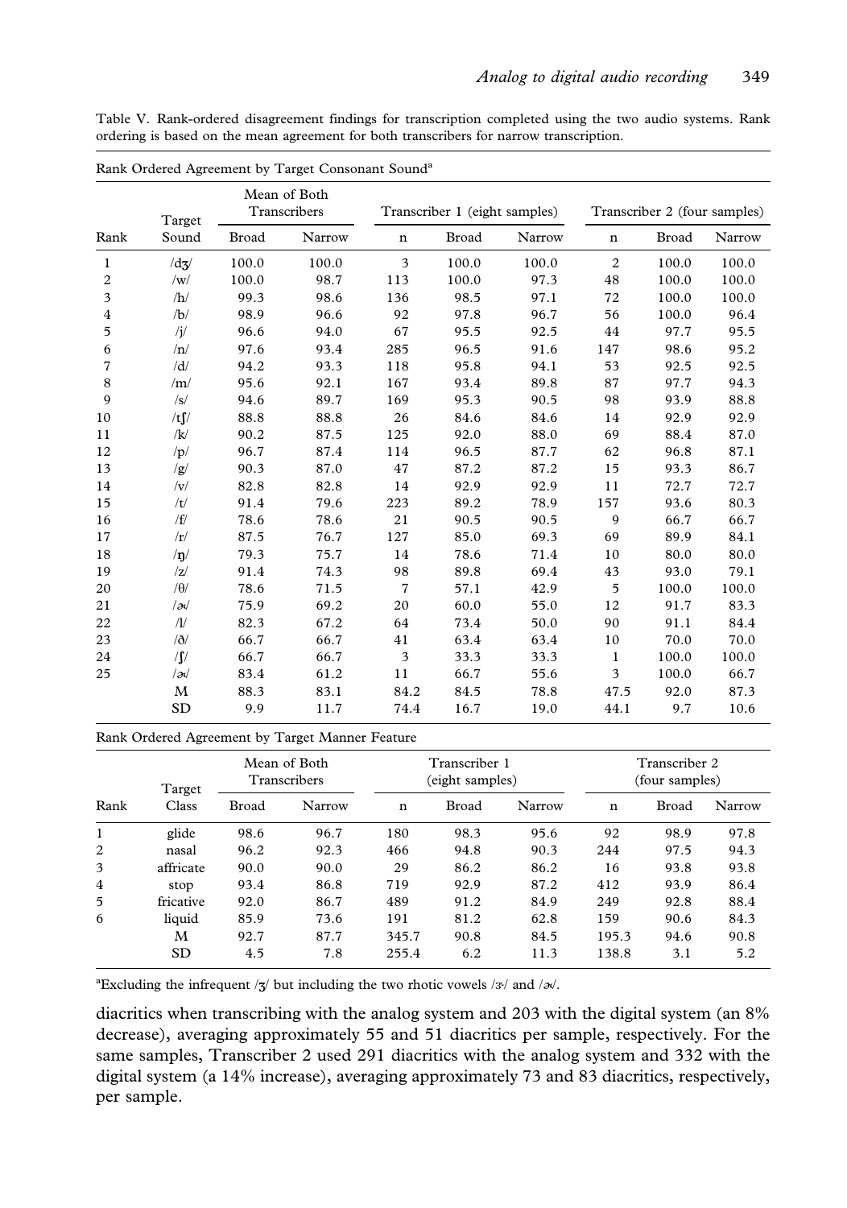Table V. Rank-ordered disagreement findings for transcription completed using the two audio systems. Rank ordering is based on the mean agreement for both transcribers for narrow transcription.

Rank Ordered Agreement by Target Consonant Sound[a]

| Rank | Target Sound | Mean of Both Transcribers | | Transcriber 1 (eight samples) | | | Transcriber 2 (four samples) | | |
|---|---|---|---|---|---|---|---|---|---|
| | | Broad | Narrow | n | Broad | Narrow | n | Broad | Narrow |
| 1 | /dʒ/ | 100.0 | 100.0 | 3 | 100.0 | 100.0 | 2 | 100.0 | 100.0 |
| 2 | /w/ | 100.0 | 98.7 | 113 | 100.0 | 97.3 | 48 | 100.0 | 100.0 |
| 3 | /h/ | 99.3 | 98.6 | 136 | 98.5 | 97.1 | 72 | 100.0 | 100.0 |
| 4 | /b/ | 98.9 | 96.6 | 92 | 97.8 | 96.7 | 56 | 100.0 | 96.4 |
| 5 | /j/ | 96.6 | 94.0 | 67 | 95.5 | 92.5 | 44 | 97.7 | 95.5 |
| 6 | /n/ | 97.6 | 93.4 | 285 | 96.5 | 91.6 | 147 | 98.6 | 95.2 |
| 7 | /d/ | 94.2 | 93.3 | 118 | 95.8 | 94.1 | 53 | 92.5 | 92.5 |
| 8 | /m/ | 95.6 | 92.1 | 167 | 93.4 | 89.8 | 87 | 97.7 | 94.3 |
| 9 | /s/ | 94.6 | 89.7 | 169 | 95.3 | 90.5 | 98 | 93.9 | 88.8 |
| 10 | /tʃ/ | 88.8 | 88.8 | 26 | 84.6 | 84.6 | 14 | 92.9 | 92.9 |
| 11 | /k/ | 90.2 | 87.5 | 125 | 92.0 | 88.0 | 69 | 88.4 | 87.0 |
| 12 | /p/ | 96.7 | 87.4 | 114 | 96.5 | 87.7 | 62 | 96.8 | 87.1 |
| 13 | /g/ | 90.3 | 87.0 | 47 | 87.2 | 87.2 | 15 | 93.3 | 86.7 |
| 14 | /v/ | 82.8 | 82.8 | 14 | 92.9 | 92.9 | 11 | 72.7 | 72.7 |
| 15 | /t/ | 91.4 | 79.6 | 223 | 89.2 | 78.9 | 157 | 93.6 | 80.3 |
| 16 | /f/ | 78.6 | 78.6 | 21 | 90.5 | 90.5 | 9 | 66.7 | 66.7 |
| 17 | /r/ | 87.5 | 76.7 | 127 | 85.0 | 69.3 | 69 | 89.9 | 84.1 |
| 18 | /ŋ/ | 79.3 | 75.7 | 14 | 78.6 | 71.4 | 10 | 80.0 | 80.0 |
| 19 | /z/ | 91.4 | 74.3 | 98 | 89.8 | 69.4 | 43 | 93.0 | 79.1 |
| 20 | /θ/ | 78.6 | 71.5 | 7 | 57.1 | 42.9 | 5 | 100.0 | 100.0 |
| 21 | /ɚ/ | 75.9 | 69.2 | 20 | 60.0 | 55.0 | 12 | 91.7 | 83.3 |
| 22 | /l/ | 82.3 | 67.2 | 64 | 73.4 | 50.0 | 90 | 91.1 | 84.4 |
| 23 | /ð/ | 66.7 | 66.7 | 41 | 63.4 | 63.4 | 10 | 70.0 | 70.0 |
| 24 | /ʃ/ | 66.7 | 66.7 | 3 | 33.3 | 33.3 | 1 | 100.0 | 100.0 |
| 25 | /ɚ/ | 83.4 | 61.2 | 11 | 66.7 | 55.6 | 3 | 100.0 | 66.7 |
| | M | 88.3 | 83.1 | 84.2 | 84.5 | 78.8 | 47.5 | 92.0 | 87.3 |
| | SD | 9.9 | 11.7 | 74.4 | 16.7 | 19.0 | 44.1 | 9.7 | 10.6 |

Rank Ordered Agreement by Target Manner Feature

| Rank | Target Class | Mean of Both Transcribers | | Transcriber 1 (eight samples) | | | Transcriber 2 (four samples) | | |
|---|---|---|---|---|---|---|---|---|---|
| | | Broad | Narrow | n | Broad | Narrow | n | Broad | Narrow |
| 1 | glide | 98.6 | 96.7 | 180 | 98.3 | 95.6 | 92 | 98.9 | 97.8 |
| 2 | nasal | 96.2 | 92.3 | 466 | 94.8 | 90.3 | 244 | 97.5 | 94.3 |
| 3 | affricate | 90.0 | 90.0 | 29 | 86.2 | 86.2 | 16 | 93.8 | 93.8 |
| 4 | stop | 93.4 | 86.8 | 719 | 92.9 | 87.2 | 412 | 93.9 | 86.4 |
| 5 | fricative | 92.0 | 86.7 | 489 | 91.2 | 84.9 | 249 | 92.8 | 88.4 |
| 6 | liquid | 85.9 | 73.6 | 191 | 81.2 | 62.8 | 159 | 90.6 | 84.3 |
| | M | 92.7 | 87.7 | 345.7 | 90.8 | 84.5 | 195.3 | 94.6 | 90.8 |
| | SD | 4.5 | 7.8 | 255.4 | 6.2 | 11.3 | 138.8 | 3.1 | 5.2 |

[a]Excluding the infrequent /ʒ/ but including the two rhotic vowels /ɝ/ and /ɚ/.

diacritics when transcribing with the analog system and 203 with the digital system (an 8% decrease), averaging approximately 55 and 51 diacritics per sample, respectively. For the same samples, Transcriber 2 used 291 diacritics with the analog system and 332 with the digital system (a 14% increase), averaging approximately 73 and 83 diacritics, respectively, per sample.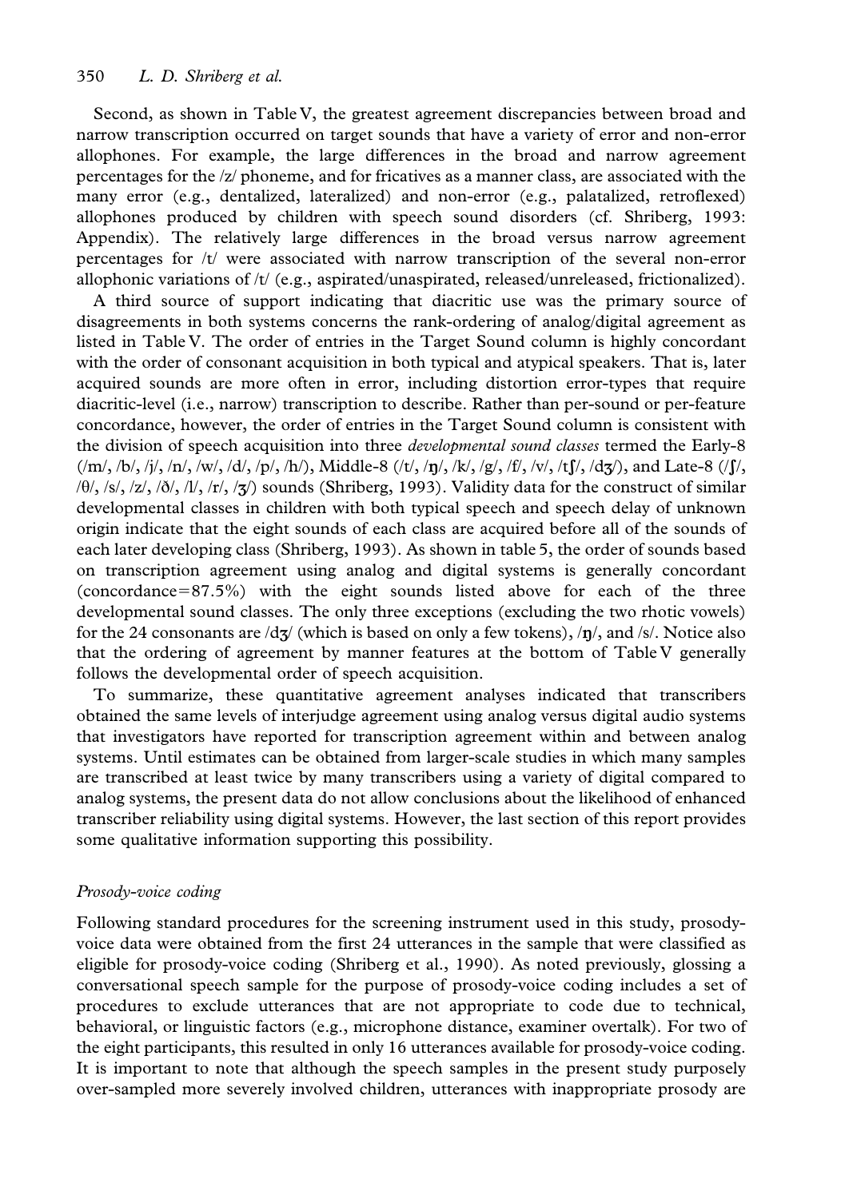Second, as shown in Table V, the greatest agreement discrepancies between broad and narrow transcription occurred on target sounds that have a variety of error and non-error allophones. For example, the large differences in the broad and narrow agreement percentages for the /z/ phoneme, and for fricatives as a manner class, are associated with the many error (e.g., dentalized, lateralized) and non-error (e.g., palatalized, retroflexed) allophones produced by children with speech sound disorders (cf. Shriberg, 1993: Appendix). The relatively large differences in the broad versus narrow agreement percentages for /t/ were associated with narrow transcription of the several non-error allophonic variations of /t/ (e.g., aspirated/unaspirated, released/unreleased, frictionalized).

A third source of support indicating that diacritic use was the primary source of disagreements in both systems concerns the rank-ordering of analog/digital agreement as listed in Table V. The order of entries in the Target Sound column is highly concordant with the order of consonant acquisition in both typical and atypical speakers. That is, later acquired sounds are more often in error, including distortion error-types that require diacritic-level (i.e., narrow) transcription to describe. Rather than per-sound or per-feature concordance, however, the order of entries in the Target Sound column is consistent with the division of speech acquisition into three *developmental sound classes* termed the Early-8 (/m/, /b/, /j/, /n/, /w/, /d/, /p/, /h/), Middle-8 (/t/, /ŋ/, /k/, /g/, /f/, /v/, /tʃ/, /dʒ/), and Late-8 (/ʃ/, /θ/, /s/, /z/, /ð/, /l/, /r/, /ʒ/) sounds (Shriberg, 1993). Validity data for the construct of similar developmental classes in children with both typical speech and speech delay of unknown origin indicate that the eight sounds of each class are acquired before all of the sounds of each later developing class (Shriberg, 1993). As shown in table 5, the order of sounds based on transcription agreement using analog and digital systems is generally concordant (concordance=87.5%) with the eight sounds listed above for each of the three developmental sound classes. The only three exceptions (excluding the two rhotic vowels) for the 24 consonants are /dʒ/ (which is based on only a few tokens), /ŋ/, and /s/. Notice also that the ordering of agreement by manner features at the bottom of Table V generally follows the developmental order of speech acquisition.

To summarize, these quantitative agreement analyses indicated that transcribers obtained the same levels of interjudge agreement using analog versus digital audio systems that investigators have reported for transcription agreement within and between analog systems. Until estimates can be obtained from larger-scale studies in which many samples are transcribed at least twice by many transcribers using a variety of digital compared to analog systems, the present data do not allow conclusions about the likelihood of enhanced transcriber reliability using digital systems. However, the last section of this report provides some qualitative information supporting this possibility.

### *Prosody-voice coding*

Following standard procedures for the screening instrument used in this study, prosody-voice data were obtained from the first 24 utterances in the sample that were classified as eligible for prosody-voice coding (Shriberg et al., 1990). As noted previously, glossing a conversational speech sample for the purpose of prosody-voice coding includes a set of procedures to exclude utterances that are not appropriate to code due to technical, behavioral, or linguistic factors (e.g., microphone distance, examiner overtalk). For two of the eight participants, this resulted in only 16 utterances available for prosody-voice coding. It is important to note that although the speech samples in the present study purposely over-sampled more severely involved children, utterances with inappropriate prosody are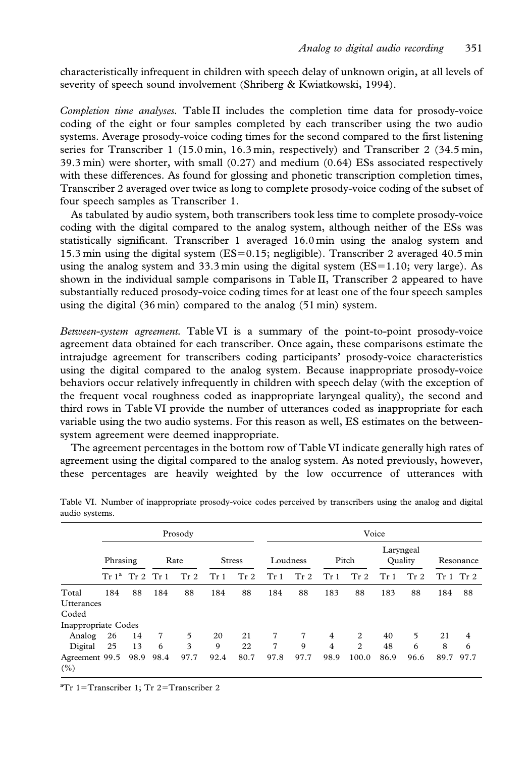characteristically infrequent in children with speech delay of unknown origin, at all levels of severity of speech sound involvement (Shriberg & Kwiatkowski, 1994).

*Completion time analyses.* Table II includes the completion time data for prosody-voice coding of the eight or four samples completed by each transcriber using the two audio systems. Average prosody-voice coding times for the second compared to the first listening series for Transcriber 1 (15.0 min, 16.3 min, respectively) and Transcriber 2 (34.5 min, 39.3 min) were shorter, with small (0.27) and medium (0.64) ESs associated respectively with these differences. As found for glossing and phonetic transcription completion times, Transcriber 2 averaged over twice as long to complete prosody-voice coding of the subset of four speech samples as Transcriber 1.

As tabulated by audio system, both transcribers took less time to complete prosody-voice coding with the digital compared to the analog system, although neither of the ESs was statistically significant. Transcriber 1 averaged 16.0 min using the analog system and 15.3 min using the digital system (ES=0.15; negligible). Transcriber 2 averaged 40.5 min using the analog system and 33.3 min using the digital system (ES=1.10; very large). As shown in the individual sample comparisons in Table II, Transcriber 2 appeared to have substantially reduced prosody-voice coding times for at least one of the four speech samples using the digital (36 min) compared to the analog (51 min) system.

*Between-system agreement.* Table VI is a summary of the point-to-point prosody-voice agreement data obtained for each transcriber. Once again, these comparisons estimate the intrajudge agreement for transcribers coding participants' prosody-voice characteristics using the digital compared to the analog system. Because inappropriate prosody-voice behaviors occur relatively infrequently in children with speech delay (with the exception of the frequent vocal roughness coded as inappropriate laryngeal quality), the second and third rows in Table VI provide the number of utterances coded as inappropriate for each variable using the two audio systems. For this reason as well, ES estimates on the between-system agreement were deemed inappropriate.

The agreement percentages in the bottom row of Table VI indicate generally high rates of agreement using the digital compared to the analog system. As noted previously, however, these percentages are heavily weighted by the low occurrence of utterances with

Table VI. Number of inappropriate prosody-voice codes perceived by transcribers using the analog and digital audio systems.

| | Prosody | | | | | | Voice | | | | | | | |
|---|---|---|---|---|---|---|---|---|---|---|---|---|---|---|
| | Phrasing | | Rate | | Stress | | Loudness | | Pitch | | Laryngeal Quality | | Resonance | |
| | Tr 1[a] | Tr 2 | Tr 1 | Tr 2 | Tr 1 | Tr 2 | Tr 1 | Tr 2 | Tr 1 | Tr 2 | Tr 1 | Tr 2 | Tr 1 | Tr 2 |
| Total Utterances Coded | 184 | 88 | 184 | 88 | 184 | 88 | 184 | 88 | 183 | 88 | 183 | 88 | 184 | 88 |
| Inappropriate Codes | | | | | | | | | | | | | | |
| Analog | 26 | 14 | 7 | 5 | 20 | 21 | 7 | 7 | 4 | 2 | 40 | 5 | 21 | 4 |
| Digital | 25 | 13 | 6 | 3 | 9 | 22 | 7 | 9 | 4 | 2 | 48 | 6 | 8 | 6 |
| Agreement (%) | 99.5 | 98.9 | 98.4 | 97.7 | 92.4 | 80.7 | 97.8 | 97.7 | 98.9 | 100.0 | 86.9 | 96.6 | 89.7 | 97.7 |

[a]Tr 1=Transcriber 1; Tr 2=Transcriber 2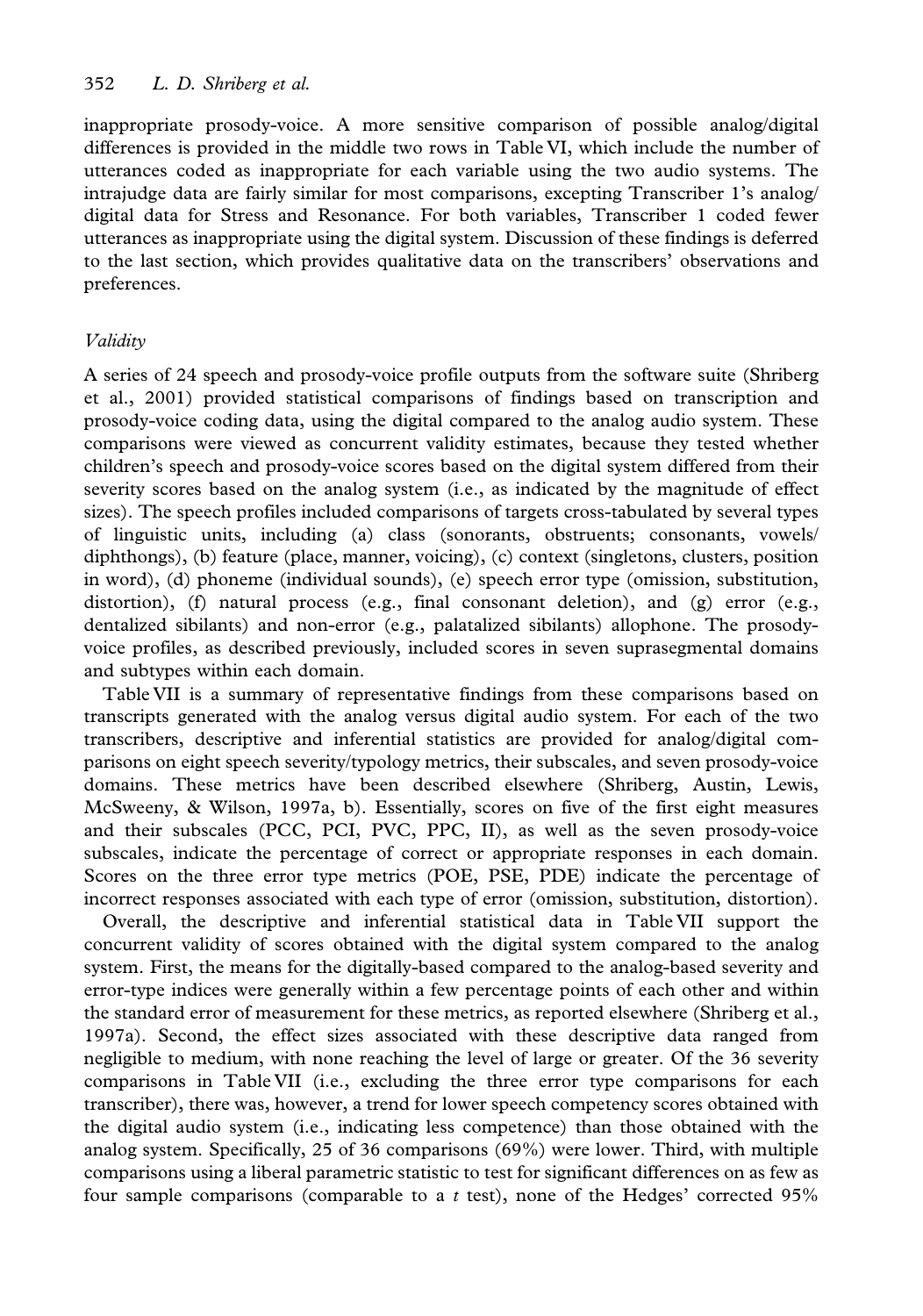inappropriate prosody-voice. A more sensitive comparison of possible analog/digital differences is provided in the middle two rows in Table VI, which include the number of utterances coded as inappropriate for each variable using the two audio systems. The intrajudge data are fairly similar for most comparisons, excepting Transcriber 1's analog/digital data for Stress and Resonance. For both variables, Transcriber 1 coded fewer utterances as inappropriate using the digital system. Discussion of these findings is deferred to the last section, which provides qualitative data on the transcribers' observations and preferences.

### *Validity*

A series of 24 speech and prosody-voice profile outputs from the software suite (Shriberg et al., 2001) provided statistical comparisons of findings based on transcription and prosody-voice coding data, using the digital compared to the analog audio system. These comparisons were viewed as concurrent validity estimates, because they tested whether children's speech and prosody-voice scores based on the digital system differed from their severity scores based on the analog system (i.e., as indicated by the magnitude of effect sizes). The speech profiles included comparisons of targets cross-tabulated by several types of linguistic units, including (a) class (sonorants, obstruents; consonants, vowels/diphthongs), (b) feature (place, manner, voicing), (c) context (singletons, clusters, position in word), (d) phoneme (individual sounds), (e) speech error type (omission, substitution, distortion), (f) natural process (e.g., final consonant deletion), and (g) error (e.g., dentalized sibilants) and non-error (e.g., palatalized sibilants) allophone. The prosody-voice profiles, as described previously, included scores in seven suprasegmental domains and subtypes within each domain.

Table VII is a summary of representative findings from these comparisons based on transcripts generated with the analog versus digital audio system. For each of the two transcribers, descriptive and inferential statistics are provided for analog/digital comparisons on eight speech severity/typology metrics, their subscales, and seven prosody-voice domains. These metrics have been described elsewhere (Shriberg, Austin, Lewis, McSweeny, & Wilson, 1997a, b). Essentially, scores on five of the first eight measures and their subscales (PCC, PCI, PVC, PPC, II), as well as the seven prosody-voice subscales, indicate the percentage of correct or appropriate responses in each domain. Scores on the three error type metrics (POE, PSE, PDE) indicate the percentage of incorrect responses associated with each type of error (omission, substitution, distortion).

Overall, the descriptive and inferential statistical data in Table VII support the concurrent validity of scores obtained with the digital system compared to the analog system. First, the means for the digitally-based compared to the analog-based severity and error-type indices were generally within a few percentage points of each other and within the standard error of measurement for these metrics, as reported elsewhere (Shriberg et al., 1997a). Second, the effect sizes associated with these descriptive data ranged from negligible to medium, with none reaching the level of large or greater. Of the 36 severity comparisons in Table VII (i.e., excluding the three error type comparisons for each transcriber), there was, however, a trend for lower speech competency scores obtained with the digital audio system (i.e., indicating less competence) than those obtained with the analog system. Specifically, 25 of 36 comparisons (69%) were lower. Third, with multiple comparisons using a liberal parametric statistic to test for significant differences on as few as four sample comparisons (comparable to a *t* test), none of the Hedges' corrected 95%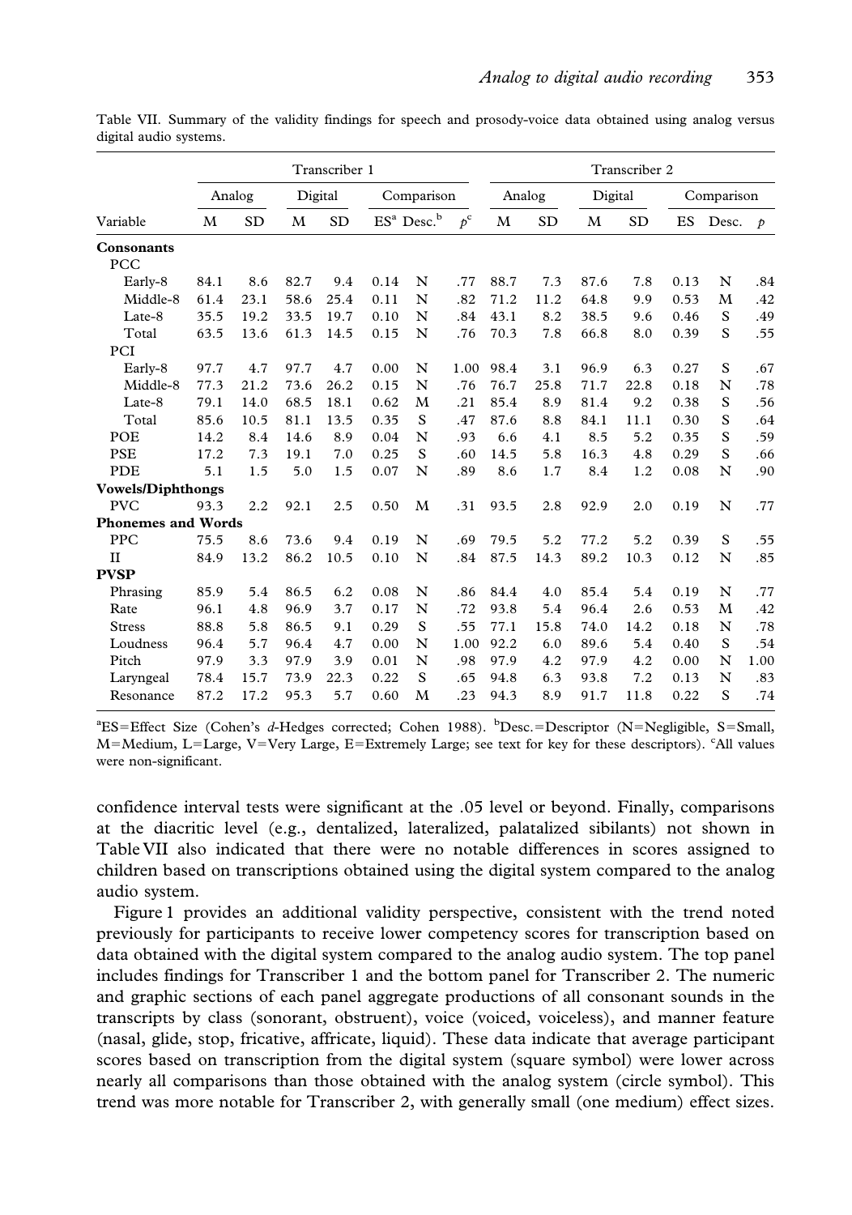Table VII. Summary of the validity findings for speech and prosody-voice data obtained using analog versus digital audio systems.

| | Transcriber 1 | | | | | | | Transcriber 2 | | | | | | |
|---|---|---|---|---|---|---|---|---|---|---|---|---|---|---|
| | Analog | | Digital | | Comparison | | | Analog | | Digital | | Comparison | | |
| Variable | M | SD | M | SD | ES[a] | Desc.[b] | $p$[c] | M | SD | M | SD | ES | Desc. | $p$ |
| **Consonants** | | | | | | | | | | | | | | |
| PCC | | | | | | | | | | | | | | |
| Early-8 | 84.1 | 8.6 | 82.7 | 9.4 | 0.14 | N | .77 | 88.7 | 7.3 | 87.6 | 7.8 | 0.13 | N | .84 |
| Middle-8 | 61.4 | 23.1 | 58.6 | 25.4 | 0.11 | N | .82 | 71.2 | 11.2 | 64.8 | 9.9 | 0.53 | M | .42 |
| Late-8 | 35.5 | 19.2 | 33.5 | 19.7 | 0.10 | N | .84 | 43.1 | 8.2 | 38.5 | 9.6 | 0.46 | S | .49 |
| Total | 63.5 | 13.6 | 61.3 | 14.5 | 0.15 | N | .76 | 70.3 | 7.8 | 66.8 | 8.0 | 0.39 | S | .55 |
| PCI | | | | | | | | | | | | | | |
| Early-8 | 97.7 | 4.7 | 97.7 | 4.7 | 0.00 | N | 1.00 | 98.4 | 3.1 | 96.9 | 6.3 | 0.27 | S | .67 |
| Middle-8 | 77.3 | 21.2 | 73.6 | 26.2 | 0.15 | N | .76 | 76.7 | 25.8 | 71.7 | 22.8 | 0.18 | N | .78 |
| Late-8 | 79.1 | 14.0 | 68.5 | 18.1 | 0.62 | M | .21 | 85.4 | 8.9 | 81.4 | 9.2 | 0.38 | S | .56 |
| Total | 85.6 | 10.5 | 81.1 | 13.5 | 0.35 | S | .47 | 87.6 | 8.8 | 84.1 | 11.1 | 0.30 | S | .64 |
| POE | 14.2 | 8.4 | 14.6 | 8.9 | 0.04 | N | .93 | 6.6 | 4.1 | 8.5 | 5.2 | 0.35 | S | .59 |
| PSE | 17.2 | 7.3 | 19.1 | 7.0 | 0.25 | S | .60 | 14.5 | 5.8 | 16.3 | 4.8 | 0.29 | S | .66 |
| PDE | 5.1 | 1.5 | 5.0 | 1.5 | 0.07 | N | .89 | 8.6 | 1.7 | 8.4 | 1.2 | 0.08 | N | .90 |
| **Vowels/Diphthongs** | | | | | | | | | | | | | | |
| PVC | 93.3 | 2.2 | 92.1 | 2.5 | 0.50 | M | .31 | 93.5 | 2.8 | 92.9 | 2.0 | 0.19 | N | .77 |
| **Phonemes and Words** | | | | | | | | | | | | | | |
| PPC | 75.5 | 8.6 | 73.6 | 9.4 | 0.19 | N | .69 | 79.5 | 5.2 | 77.2 | 5.2 | 0.39 | S | .55 |
| II | 84.9 | 13.2 | 86.2 | 10.5 | 0.10 | N | .84 | 87.5 | 14.3 | 89.2 | 10.3 | 0.12 | N | .85 |
| **PVSP** | | | | | | | | | | | | | | |
| Phrasing | 85.9 | 5.4 | 86.5 | 6.2 | 0.08 | N | .86 | 84.4 | 4.0 | 85.4 | 5.4 | 0.19 | N | .77 |
| Rate | 96.1 | 4.8 | 96.9 | 3.7 | 0.17 | N | .72 | 93.8 | 5.4 | 96.4 | 2.6 | 0.53 | M | .42 |
| Stress | 88.8 | 5.8 | 86.5 | 9.1 | 0.29 | S | .55 | 77.1 | 15.8 | 74.0 | 14.2 | 0.18 | N | .78 |
| Loudness | 96.4 | 5.7 | 96.4 | 4.7 | 0.00 | N | 1.00 | 92.2 | 6.0 | 89.6 | 5.4 | 0.40 | S | .54 |
| Pitch | 97.9 | 3.3 | 97.9 | 3.9 | 0.01 | N | .98 | 97.9 | 4.2 | 97.9 | 4.2 | 0.00 | N | 1.00 |
| Laryngeal | 78.4 | 15.7 | 73.9 | 22.3 | 0.22 | S | .65 | 94.8 | 6.3 | 93.8 | 7.2 | 0.13 | N | .83 |
| Resonance | 87.2 | 17.2 | 95.3 | 5.7 | 0.60 | M | .23 | 94.3 | 8.9 | 91.7 | 11.8 | 0.22 | S | .74 |

[a]ES=Effect Size (Cohen's *d*-Hedges corrected; Cohen 1988). [b]Desc.=Descriptor (N=Negligible, S=Small, M=Medium, L=Large, V=Very Large, E=Extremely Large; see text for key for these descriptors). [c]All values were non-significant.

confidence interval tests were significant at the .05 level or beyond. Finally, comparisons at the diacritic level (e.g., dentalized, lateralized, palatalized sibilants) not shown in Table VII also indicated that there were no notable differences in scores assigned to children based on transcriptions obtained using the digital system compared to the analog audio system.

Figure 1 provides an additional validity perspective, consistent with the trend noted previously for participants to receive lower competency scores for transcription based on data obtained with the digital system compared to the analog audio system. The top panel includes findings for Transcriber 1 and the bottom panel for Transcriber 2. The numeric and graphic sections of each panel aggregate productions of all consonant sounds in the transcripts by class (sonorant, obstruent), voice (voiced, voiceless), and manner feature (nasal, glide, stop, fricative, affricate, liquid). These data indicate that average participant scores based on transcription from the digital system (square symbol) were lower across nearly all comparisons than those obtained with the analog system (circle symbol). This trend was more notable for Transcriber 2, with generally small (one medium) effect sizes.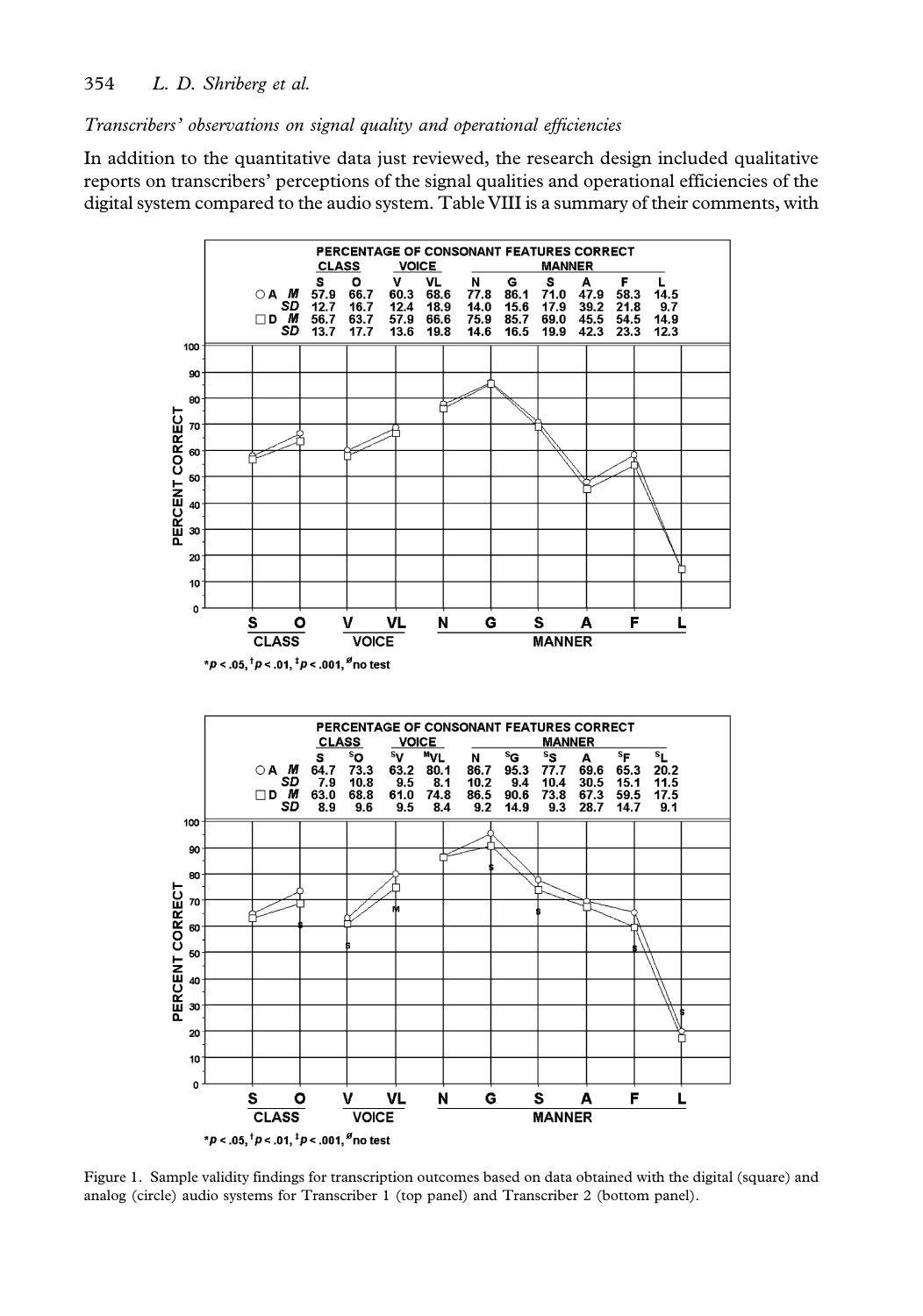### *Transcribers' observations on signal quality and operational efficiencies*

In addition to the quantitative data just reviewed, the research design included qualitative reports on transcribers' perceptions of the signal qualities and operational efficiencies of the digital system compared to the audio system. Table VIII is a summary of their comments, with

**PERCENTAGE OF CONSONANT FEATURES CORRECT**

| | | CLASS | | VOICE | | MANNER | | | | | |
|---|---|---|---|---|---|---|---|---|---|---|---|
| | | S | O | V | VL | N | G | S | A | F | L |
| ○ A | *M* | 57.9 | 66.7 | 60.3 | 68.6 | 77.8 | 86.1 | 71.0 | 47.9 | 58.3 | 14.5 |
| | *SD* | 12.7 | 16.7 | 12.4 | 18.9 | 14.0 | 15.6 | 17.9 | 39.2 | 21.8 | 9.7 |
| □ D | *M* | 56.7 | 63.7 | 57.9 | 66.6 | 75.9 | 85.7 | 69.0 | 45.5 | 54.5 | 14.9 |
| | *SD* | 13.7 | 17.7 | 13.6 | 19.8 | 14.6 | 16.5 | 19.9 | 42.3 | 23.3 | 12.3 |

*$p < .05$, †$p < .01$, ‡$p < .001$, ø no test

**PERCENTAGE OF CONSONANT FEATURES CORRECT**

| | | CLASS | | VOICE | | MANNER | | | | | |
|---|---|---|---|---|---|---|---|---|---|---|---|
| | | S | $^{s}$O | $^{s}$V | $^{M}$VL | N | $^{s}$G | $^{s}$S | A | $^{s}$F | $^{s}$L |
| ○ A | *M* | 64.7 | 73.3 | 63.2 | 80.1 | 86.7 | 95.3 | 77.7 | 69.6 | 65.3 | 20.2 |
| | *SD* | 7.9 | 10.8 | 9.5 | 8.1 | 10.2 | 9.4 | 10.4 | 30.5 | 15.1 | 11.5 |
| □ D | *M* | 63.0 | 68.8 | 61.0 | 74.8 | 86.5 | 90.6 | 73.8 | 67.3 | 59.5 | 17.5 |
| | *SD* | 8.9 | 9.6 | 9.5 | 8.4 | 9.2 | 14.9 | 9.3 | 28.7 | 14.7 | 9.1 |

*$p < .05$, †$p < .01$, ‡$p < .001$, ø no test

Figure 1. Sample validity findings for transcription outcomes based on data obtained with the digital (square) and analog (circle) audio systems for Transcriber 1 (top panel) and Transcriber 2 (bottom panel).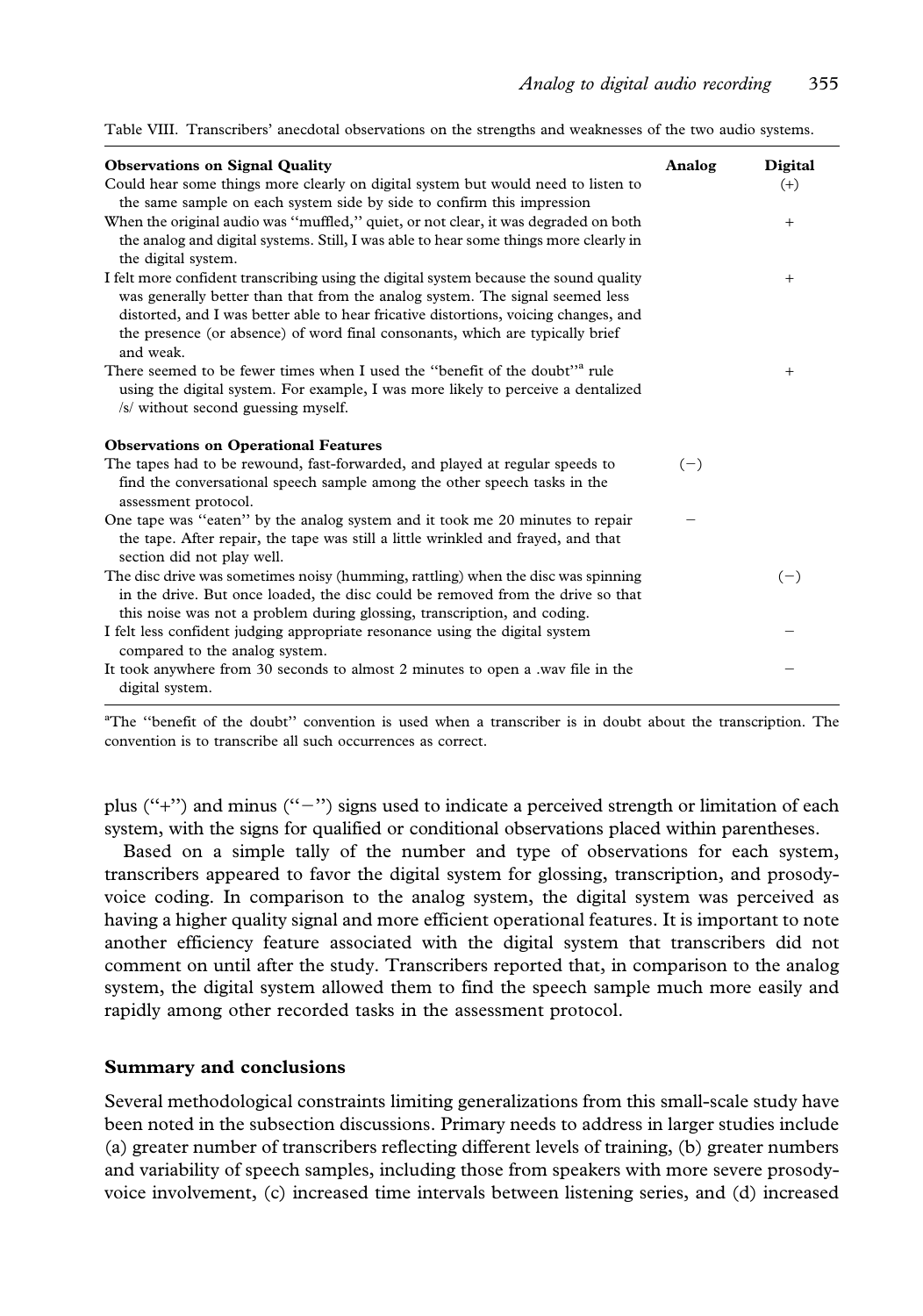Table VIII. Transcribers' anecdotal observations on the strengths and weaknesses of the two audio systems.

| Observations on Signal Quality | Analog | Digital |
|---|---|---|
| Could hear some things more clearly on digital system but would need to listen to the same sample on each system side by side to confirm this impression | | (+) |
| When the original audio was "muffled," quiet, or not clear, it was degraded on both the analog and digital systems. Still, I was able to hear some things more clearly in the digital system. | | + |
| I felt more confident transcribing using the digital system because the sound quality was generally better than that from the analog system. The signal seemed less distorted, and I was better able to hear fricative distortions, voicing changes, and the presence (or absence) of word final consonants, which are typically brief and weak. | | + |
| There seemed to be fewer times when I used the "benefit of the doubt"[a] rule using the digital system. For example, I was more likely to perceive a dentalized /s/ without second guessing myself. | | + |
| **Observations on Operational Features** | | |
| The tapes had to be rewound, fast-forwarded, and played at regular speeds to find the conversational speech sample among the other speech tasks in the assessment protocol. | (−) | |
| One tape was "eaten" by the analog system and it took me 20 minutes to repair the tape. After repair, the tape was still a little wrinkled and frayed, and that section did not play well. | − | |
| The disc drive was sometimes noisy (humming, rattling) when the disc was spinning in the drive. But once loaded, the disc could be removed from the drive so that this noise was not a problem during glossing, transcription, and coding. | | (−) |
| I felt less confident judging appropriate resonance using the digital system compared to the analog system. | | − |
| It took anywhere from 30 seconds to almost 2 minutes to open a .wav file in the digital system. | | − |

[a]The "benefit of the doubt" convention is used when a transcriber is in doubt about the transcription. The convention is to transcribe all such occurrences as correct.

plus ("+") and minus ("−") signs used to indicate a perceived strength or limitation of each system, with the signs for qualified or conditional observations placed within parentheses.

Based on a simple tally of the number and type of observations for each system, transcribers appeared to favor the digital system for glossing, transcription, and prosody-voice coding. In comparison to the analog system, the digital system was perceived as having a higher quality signal and more efficient operational features. It is important to note another efficiency feature associated with the digital system that transcribers did not comment on until after the study. Transcribers reported that, in comparison to the analog system, the digital system allowed them to find the speech sample much more easily and rapidly among other recorded tasks in the assessment protocol.

## Summary and conclusions

Several methodological constraints limiting generalizations from this small-scale study have been noted in the subsection discussions. Primary needs to address in larger studies include (a) greater number of transcribers reflecting different levels of training, (b) greater numbers and variability of speech samples, including those from speakers with more severe prosody-voice involvement, (c) increased time intervals between listening series, and (d) increased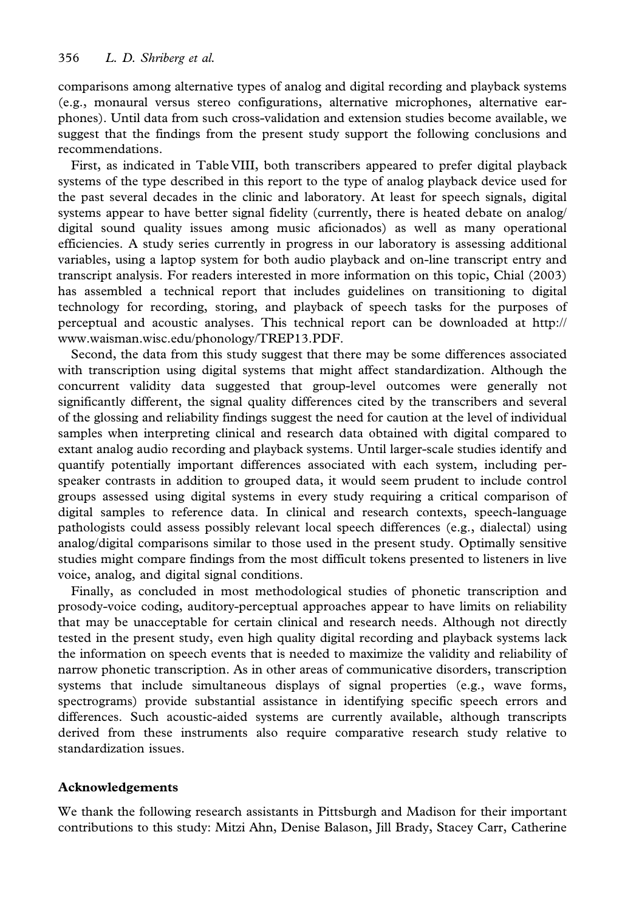comparisons among alternative types of analog and digital recording and playback systems (e.g., monaural versus stereo configurations, alternative microphones, alternative earphones). Until data from such cross-validation and extension studies become available, we suggest that the findings from the present study support the following conclusions and recommendations.

First, as indicated in Table VIII, both transcribers appeared to prefer digital playback systems of the type described in this report to the type of analog playback device used for the past several decades in the clinic and laboratory. At least for speech signals, digital systems appear to have better signal fidelity (currently, there is heated debate on analog/digital sound quality issues among music aficionados) as well as many operational efficiencies. A study series currently in progress in our laboratory is assessing additional variables, using a laptop system for both audio playback and on-line transcript entry and transcript analysis. For readers interested in more information on this topic, Chial (2003) has assembled a technical report that includes guidelines on transitioning to digital technology for recording, storing, and playback of speech tasks for the purposes of perceptual and acoustic analyses. This technical report can be downloaded at http://www.waisman.wisc.edu/phonology/TREP13.PDF.

Second, the data from this study suggest that there may be some differences associated with transcription using digital systems that might affect standardization. Although the concurrent validity data suggested that group-level outcomes were generally not significantly different, the signal quality differences cited by the transcribers and several of the glossing and reliability findings suggest the need for caution at the level of individual samples when interpreting clinical and research data obtained with digital compared to extant analog audio recording and playback systems. Until larger-scale studies identify and quantify potentially important differences associated with each system, including per-speaker contrasts in addition to grouped data, it would seem prudent to include control groups assessed using digital systems in every study requiring a critical comparison of digital samples to reference data. In clinical and research contexts, speech-language pathologists could assess possibly relevant local speech differences (e.g., dialectal) using analog/digital comparisons similar to those used in the present study. Optimally sensitive studies might compare findings from the most difficult tokens presented to listeners in live voice, analog, and digital signal conditions.

Finally, as concluded in most methodological studies of phonetic transcription and prosody-voice coding, auditory-perceptual approaches appear to have limits on reliability that may be unacceptable for certain clinical and research needs. Although not directly tested in the present study, even high quality digital recording and playback systems lack the information on speech events that is needed to maximize the validity and reliability of narrow phonetic transcription. As in other areas of communicative disorders, transcription systems that include simultaneous displays of signal properties (e.g., wave forms, spectrograms) provide substantial assistance in identifying specific speech errors and differences. Such acoustic-aided systems are currently available, although transcripts derived from these instruments also require comparative research study relative to standardization issues.

## Acknowledgements

We thank the following research assistants in Pittsburgh and Madison for their important contributions to this study: Mitzi Ahn, Denise Balason, Jill Brady, Stacey Carr, Catherine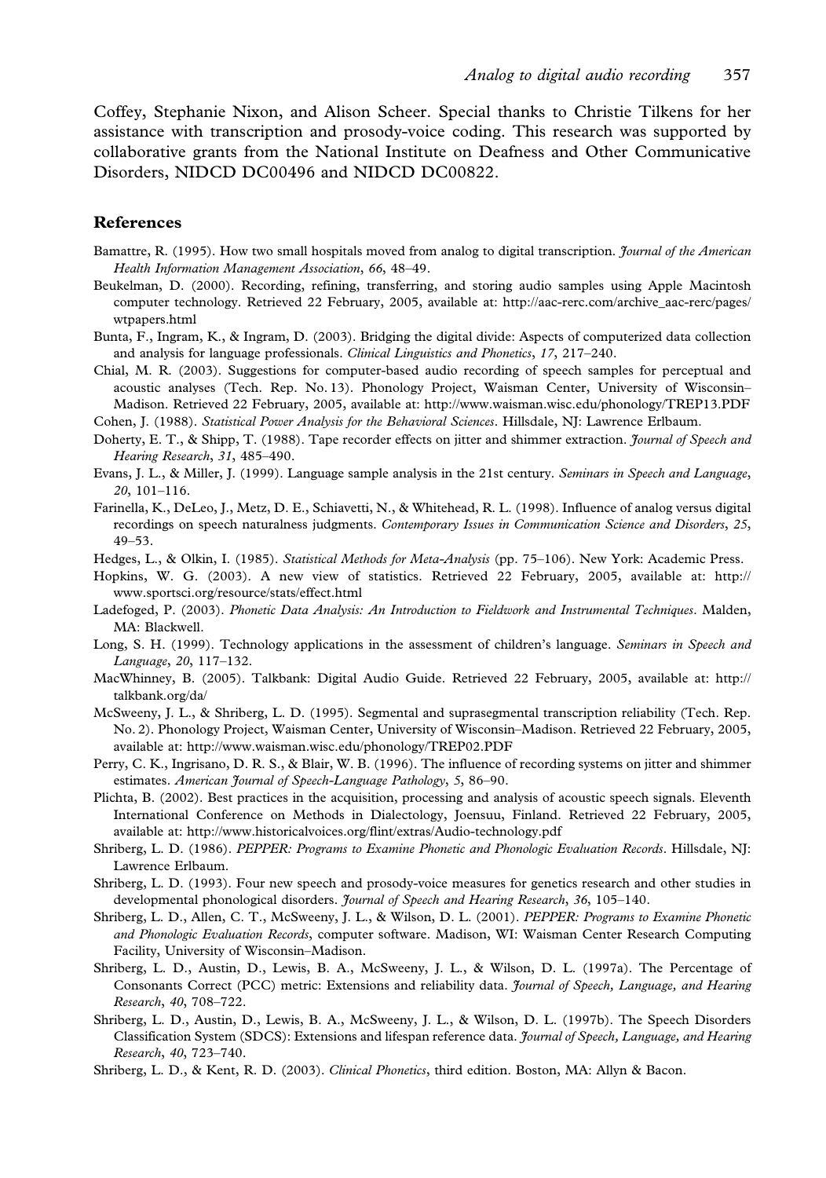Coffey, Stephanie Nixon, and Alison Scheer. Special thanks to Christie Tilkens for her assistance with transcription and prosody-voice coding. This research was supported by collaborative grants from the National Institute on Deafness and Other Communicative Disorders, NIDCD DC00496 and NIDCD DC00822.

## References

Bamattre, R. (1995). How two small hospitals moved from analog to digital transcription. *Journal of the American Health Information Management Association*, *66*, 48–49.

Beukelman, D. (2000). Recording, refining, transferring, and storing audio samples using Apple Macintosh computer technology. Retrieved 22 February, 2005, available at: http://aac-rerc.com/archive_aac-rerc/pages/wtpapers.html

Bunta, F., Ingram, K., & Ingram, D. (2003). Bridging the digital divide: Aspects of computerized data collection and analysis for language professionals. *Clinical Linguistics and Phonetics*, *17*, 217–240.

Chial, M. R. (2003). Suggestions for computer-based audio recording of speech samples for perceptual and acoustic analyses (Tech. Rep. No. 13). Phonology Project, Waisman Center, University of Wisconsin–Madison. Retrieved 22 February, 2005, available at: http://www.waisman.wisc.edu/phonology/TREP13.PDF

Cohen, J. (1988). *Statistical Power Analysis for the Behavioral Sciences*. Hillsdale, NJ: Lawrence Erlbaum.

Doherty, E. T., & Shipp, T. (1988). Tape recorder effects on jitter and shimmer extraction. *Journal of Speech and Hearing Research*, *31*, 485–490.

Evans, J. L., & Miller, J. (1999). Language sample analysis in the 21st century. *Seminars in Speech and Language*, *20*, 101–116.

Farinella, K., DeLeo, J., Metz, D. E., Schiavetti, N., & Whitehead, R. L. (1998). Influence of analog versus digital recordings on speech naturalness judgments. *Contemporary Issues in Communication Science and Disorders*, *25*, 49–53.

Hedges, L., & Olkin, I. (1985). *Statistical Methods for Meta-Analysis* (pp. 75–106). New York: Academic Press.

Hopkins, W. G. (2003). A new view of statistics. Retrieved 22 February, 2005, available at: http://www.sportsci.org/resource/stats/effect.html

Ladefoged, P. (2003). *Phonetic Data Analysis: An Introduction to Fieldwork and Instrumental Techniques*. Malden, MA: Blackwell.

Long, S. H. (1999). Technology applications in the assessment of children's language. *Seminars in Speech and Language*, *20*, 117–132.

MacWhinney, B. (2005). Talkbank: Digital Audio Guide. Retrieved 22 February, 2005, available at: http://talkbank.org/da/

McSweeny, J. L., & Shriberg, L. D. (1995). Segmental and suprasegmental transcription reliability (Tech. Rep. No. 2). Phonology Project, Waisman Center, University of Wisconsin–Madison. Retrieved 22 February, 2005, available at: http://www.waisman.wisc.edu/phonology/TREP02.PDF

Perry, C. K., Ingrisano, D. R. S., & Blair, W. B. (1996). The influence of recording systems on jitter and shimmer estimates. *American Journal of Speech-Language Pathology*, *5*, 86–90.

Plichta, B. (2002). Best practices in the acquisition, processing and analysis of acoustic speech signals. Eleventh International Conference on Methods in Dialectology, Joensuu, Finland. Retrieved 22 February, 2005, available at: http://www.historicalvoices.org/flint/extras/Audio-technology.pdf

Shriberg, L. D. (1986). *PEPPER: Programs to Examine Phonetic and Phonologic Evaluation Records*. Hillsdale, NJ: Lawrence Erlbaum.

Shriberg, L. D. (1993). Four new speech and prosody-voice measures for genetics research and other studies in developmental phonological disorders. *Journal of Speech and Hearing Research*, *36*, 105–140.

Shriberg, L. D., Allen, C. T., McSweeny, J. L., & Wilson, D. L. (2001). *PEPPER: Programs to Examine Phonetic and Phonologic Evaluation Records*, computer software. Madison, WI: Waisman Center Research Computing Facility, University of Wisconsin–Madison.

Shriberg, L. D., Austin, D., Lewis, B. A., McSweeny, J. L., & Wilson, D. L. (1997a). The Percentage of Consonants Correct (PCC) metric: Extensions and reliability data. *Journal of Speech, Language, and Hearing Research*, *40*, 708–722.

Shriberg, L. D., Austin, D., Lewis, B. A., McSweeny, J. L., & Wilson, D. L. (1997b). The Speech Disorders Classification System (SDCS): Extensions and lifespan reference data. *Journal of Speech, Language, and Hearing Research*, *40*, 723–740.

Shriberg, L. D., & Kent, R. D. (2003). *Clinical Phonetics*, third edition. Boston, MA: Allyn & Bacon.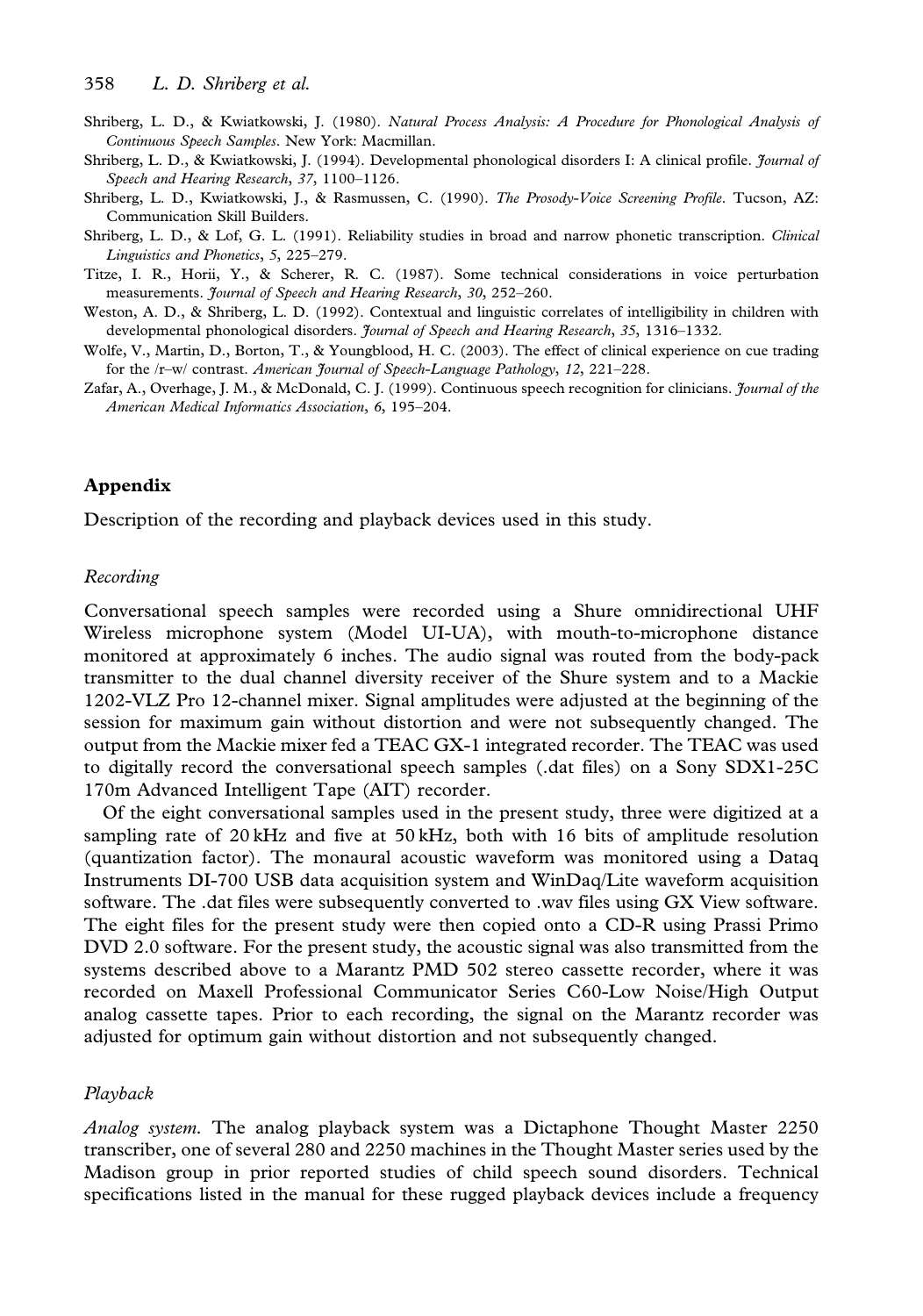Shriberg, L. D., & Kwiatkowski, J. (1980). *Natural Process Analysis: A Procedure for Phonological Analysis of Continuous Speech Samples*. New York: Macmillan.

Shriberg, L. D., & Kwiatkowski, J. (1994). Developmental phonological disorders I: A clinical profile. *Journal of Speech and Hearing Research*, *37*, 1100–1126.

Shriberg, L. D., Kwiatkowski, J., & Rasmussen, C. (1990). *The Prosody-Voice Screening Profile*. Tucson, AZ: Communication Skill Builders.

Shriberg, L. D., & Lof, G. L. (1991). Reliability studies in broad and narrow phonetic transcription. *Clinical Linguistics and Phonetics*, *5*, 225–279.

Titze, I. R., Horii, Y., & Scherer, R. C. (1987). Some technical considerations in voice perturbation measurements. *Journal of Speech and Hearing Research*, *30*, 252–260.

Weston, A. D., & Shriberg, L. D. (1992). Contextual and linguistic correlates of intelligibility in children with developmental phonological disorders. *Journal of Speech and Hearing Research*, *35*, 1316–1332.

Wolfe, V., Martin, D., Borton, T., & Youngblood, H. C. (2003). The effect of clinical experience on cue trading for the /r–w/ contrast. *American Journal of Speech-Language Pathology*, *12*, 221–228.

Zafar, A., Overhage, J. M., & McDonald, C. J. (1999). Continuous speech recognition for clinicians. *Journal of the American Medical Informatics Association*, *6*, 195–204.

## Appendix

Description of the recording and playback devices used in this study.

### *Recording*

Conversational speech samples were recorded using a Shure omnidirectional UHF Wireless microphone system (Model UI-UA), with mouth-to-microphone distance monitored at approximately 6 inches. The audio signal was routed from the body-pack transmitter to the dual channel diversity receiver of the Shure system and to a Mackie 1202-VLZ Pro 12-channel mixer. Signal amplitudes were adjusted at the beginning of the session for maximum gain without distortion and were not subsequently changed. The output from the Mackie mixer fed a TEAC GX-1 integrated recorder. The TEAC was used to digitally record the conversational speech samples (.dat files) on a Sony SDX1-25C 170m Advanced Intelligent Tape (AIT) recorder.

Of the eight conversational samples used in the present study, three were digitized at a sampling rate of 20 kHz and five at 50 kHz, both with 16 bits of amplitude resolution (quantization factor). The monaural acoustic waveform was monitored using a Dataq Instruments DI-700 USB data acquisition system and WinDaq/Lite waveform acquisition software. The .dat files were subsequently converted to .wav files using GX View software. The eight files for the present study were then copied onto a CD-R using Prassi Primo DVD 2.0 software. For the present study, the acoustic signal was also transmitted from the systems described above to a Marantz PMD 502 stereo cassette recorder, where it was recorded on Maxell Professional Communicator Series C60-Low Noise/High Output analog cassette tapes. Prior to each recording, the signal on the Marantz recorder was adjusted for optimum gain without distortion and not subsequently changed.

### *Playback*

*Analog system.* The analog playback system was a Dictaphone Thought Master 2250 transcriber, one of several 280 and 2250 machines in the Thought Master series used by the Madison group in prior reported studies of child speech sound disorders. Technical specifications listed in the manual for these rugged playback devices include a frequency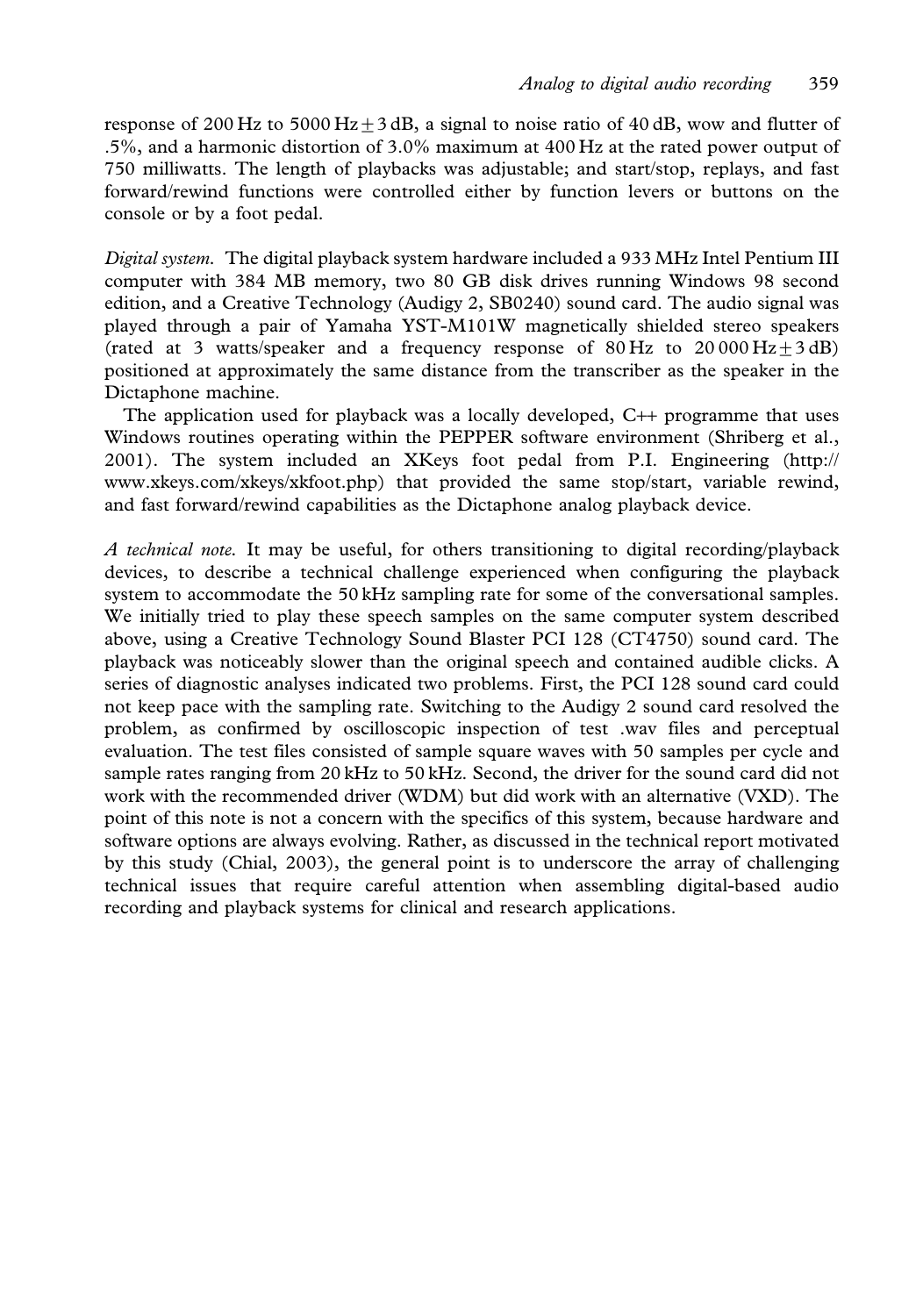response of 200 Hz to 5000 Hz $\pm$ 3 dB, a signal to noise ratio of 40 dB, wow and flutter of .5%, and a harmonic distortion of 3.0% maximum at 400 Hz at the rated power output of 750 milliwatts. The length of playbacks was adjustable; and start/stop, replays, and fast forward/rewind functions were controlled either by function levers or buttons on the console or by a foot pedal.

*Digital system.* The digital playback system hardware included a 933 MHz Intel Pentium III computer with 384 MB memory, two 80 GB disk drives running Windows 98 second edition, and a Creative Technology (Audigy 2, SB0240) sound card. The audio signal was played through a pair of Yamaha YST-M101W magnetically shielded stereo speakers (rated at 3 watts/speaker and a frequency response of 80 Hz to 20 000 Hz $\pm$ 3 dB) positioned at approximately the same distance from the transcriber as the speaker in the Dictaphone machine.

The application used for playback was a locally developed, C++ programme that uses Windows routines operating within the PEPPER software environment (Shriberg et al., 2001). The system included an XKeys foot pedal from P.I. Engineering (http://www.xkeys.com/xkeys/xkfoot.php) that provided the same stop/start, variable rewind, and fast forward/rewind capabilities as the Dictaphone analog playback device.

*A technical note.* It may be useful, for others transitioning to digital recording/playback devices, to describe a technical challenge experienced when configuring the playback system to accommodate the 50 kHz sampling rate for some of the conversational samples. We initially tried to play these speech samples on the same computer system described above, using a Creative Technology Sound Blaster PCI 128 (CT4750) sound card. The playback was noticeably slower than the original speech and contained audible clicks. A series of diagnostic analyses indicated two problems. First, the PCI 128 sound card could not keep pace with the sampling rate. Switching to the Audigy 2 sound card resolved the problem, as confirmed by oscilloscopic inspection of test .wav files and perceptual evaluation. The test files consisted of sample square waves with 50 samples per cycle and sample rates ranging from 20 kHz to 50 kHz. Second, the driver for the sound card did not work with the recommended driver (WDM) but did work with an alternative (VXD). The point of this note is not a concern with the specifics of this system, because hardware and software options are always evolving. Rather, as discussed in the technical report motivated by this study (Chial, 2003), the general point is to underscore the array of challenging technical issues that require careful attention when assembling digital-based audio recording and playback systems for clinical and research applications.